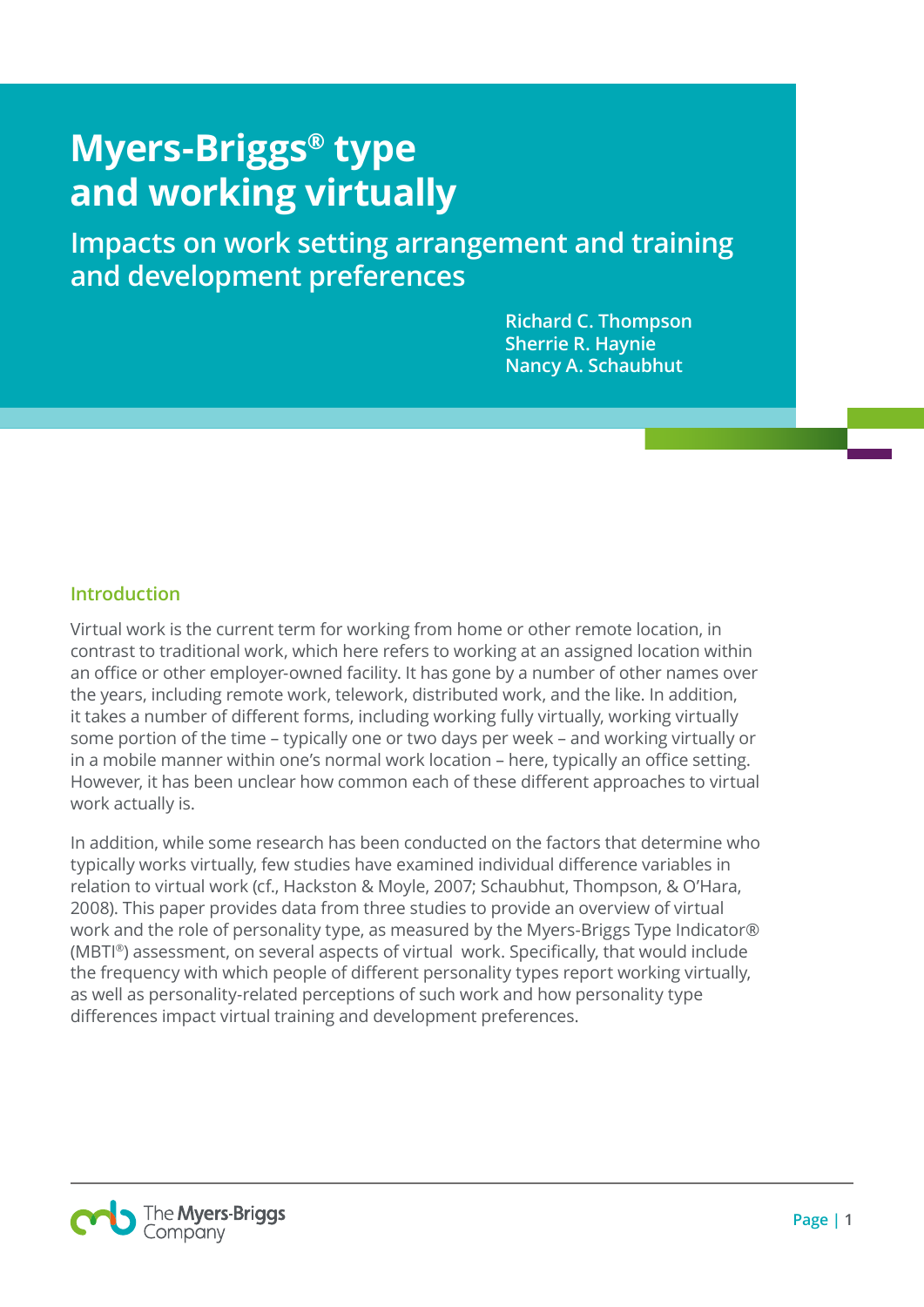# Myers-Briggs® type and working virtually

## Impacts on work setting arrangement and training and development preferences

Richard C. Thompson
Sherrie R. Haynie
Nancy A. Schaubhut

### Introduction

Virtual work is the current term for working from home or other remote location, in contrast to traditional work, which here refers to working at an assigned location within an office or other employer-owned facility. It has gone by a number of other names over the years, including remote work, telework, distributed work, and the like. In addition, it takes a number of different forms, including working fully virtually, working virtually some portion of the time – typically one or two days per week – and working virtually or in a mobile manner within one's normal work location – here, typically an office setting. However, it has been unclear how common each of these different approaches to virtual work actually is.

In addition, while some research has been conducted on the factors that determine who typically works virtually, few studies have examined individual difference variables in relation to virtual work (cf., Hackston & Moyle, 2007; Schaubhut, Thompson, & O'Hara, 2008). This paper provides data from three studies to provide an overview of virtual work and the role of personality type, as measured by the Myers-Briggs Type Indicator® (MBTI®) assessment, on several aspects of virtual work. Specifically, that would include the frequency with which people of different personality types report working virtually, as well as personality-related perceptions of such work and how personality type differences impact virtual training and development preferences.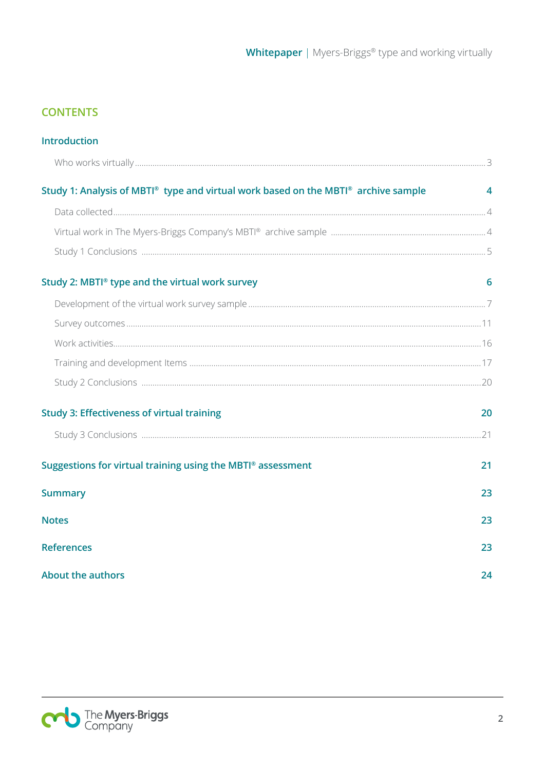## CONTENTS

**Introduction**

- Who works virtually ... 3

**Study 1: Analysis of MBTI® type and virtual work based on the MBTI® archive sample** ... 4

- Data collected ... 4
- Virtual work in The Myers-Briggs Company's MBTI® archive sample ... 4
- Study 1 Conclusions ... 5

**Study 2: MBTI® type and the virtual work survey** ... 6

- Development of the virtual work survey sample ... 7
- Survey outcomes ... 11
- Work activities ... 16
- Training and development Items ... 17
- Study 2 Conclusions ... 20

**Study 3: Effectiveness of virtual training** ... 20

- Study 3 Conclusions ... 21

**Suggestions for virtual training using the MBTI® assessment** ... 21

**Summary** ... 23

**Notes** ... 23

**References** ... 23

**About the authors** ... 24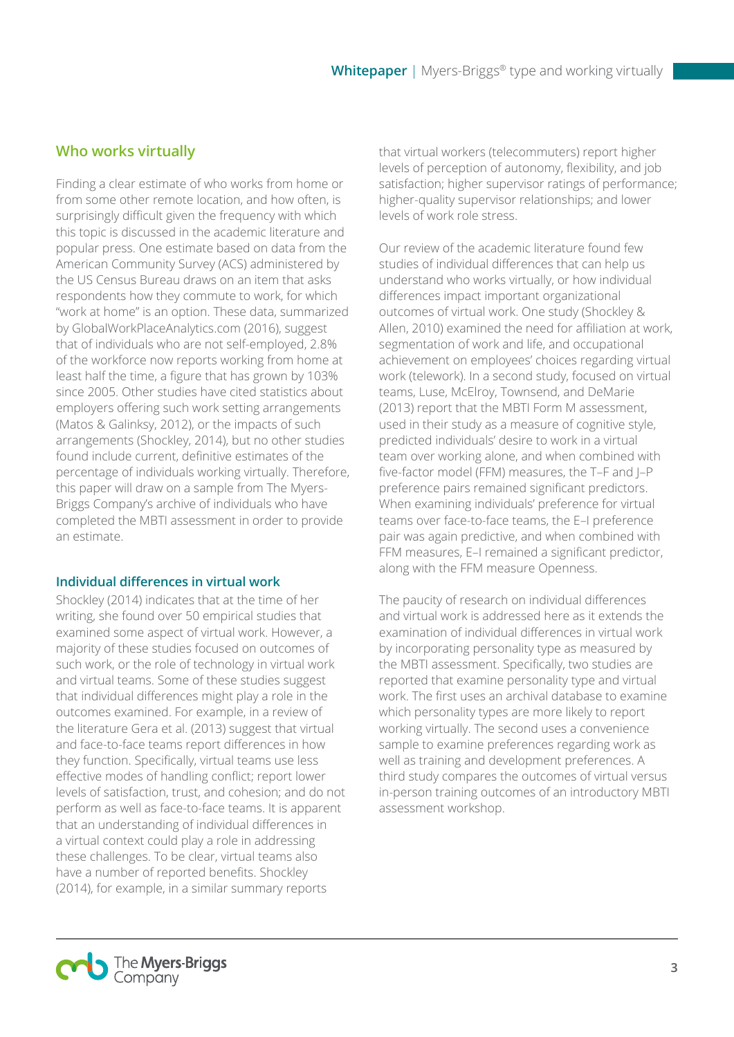## Who works virtually

Finding a clear estimate of who works from home or from some other remote location, and how often, is surprisingly difficult given the frequency with which this topic is discussed in the academic literature and popular press. One estimate based on data from the American Community Survey (ACS) administered by the US Census Bureau draws on an item that asks respondents how they commute to work, for which "work at home" is an option. These data, summarized by GlobalWorkPlaceAnalytics.com (2016), suggest that of individuals who are not self-employed, 2.8% of the workforce now reports working from home at least half the time, a figure that has grown by 103% since 2005. Other studies have cited statistics about employers offering such work setting arrangements (Matos & Galinksy, 2012), or the impacts of such arrangements (Shockley, 2014), but no other studies found include current, definitive estimates of the percentage of individuals working virtually. Therefore, this paper will draw on a sample from The Myers-Briggs Company's archive of individuals who have completed the MBTI assessment in order to provide an estimate.

### Individual differences in virtual work

Shockley (2014) indicates that at the time of her writing, she found over 50 empirical studies that examined some aspect of virtual work. However, a majority of these studies focused on outcomes of such work, or the role of technology in virtual work and virtual teams. Some of these studies suggest that individual differences might play a role in the outcomes examined. For example, in a review of the literature Gera et al. (2013) suggest that virtual and face-to-face teams report differences in how they function. Specifically, virtual teams use less effective modes of handling conflict; report lower levels of satisfaction, trust, and cohesion; and do not perform as well as face-to-face teams. It is apparent that an understanding of individual differences in a virtual context could play a role in addressing these challenges. To be clear, virtual teams also have a number of reported benefits. Shockley (2014), for example, in a similar summary reports that virtual workers (telecommuters) report higher levels of perception of autonomy, flexibility, and job satisfaction; higher supervisor ratings of performance; higher-quality supervisor relationships; and lower levels of work role stress.

Our review of the academic literature found few studies of individual differences that can help us understand who works virtually, or how individual differences impact important organizational outcomes of virtual work. One study (Shockley & Allen, 2010) examined the need for affiliation at work, segmentation of work and life, and occupational achievement on employees' choices regarding virtual work (telework). In a second study, focused on virtual teams, Luse, McElroy, Townsend, and DeMarie (2013) report that the MBTI Form M assessment, used in their study as a measure of cognitive style, predicted individuals' desire to work in a virtual team over working alone, and when combined with five-factor model (FFM) measures, the T–F and J–P preference pairs remained significant predictors. When examining individuals' preference for virtual teams over face-to-face teams, the E–I preference pair was again predictive, and when combined with FFM measures, E–I remained a significant predictor, along with the FFM measure Openness.

The paucity of research on individual differences and virtual work is addressed here as it extends the examination of individual differences in virtual work by incorporating personality type as measured by the MBTI assessment. Specifically, two studies are reported that examine personality type and virtual work. The first uses an archival database to examine which personality types are more likely to report working virtually. The second uses a convenience sample to examine preferences regarding work as well as training and development preferences. A third study compares the outcomes of virtual versus in-person training outcomes of an introductory MBTI assessment workshop.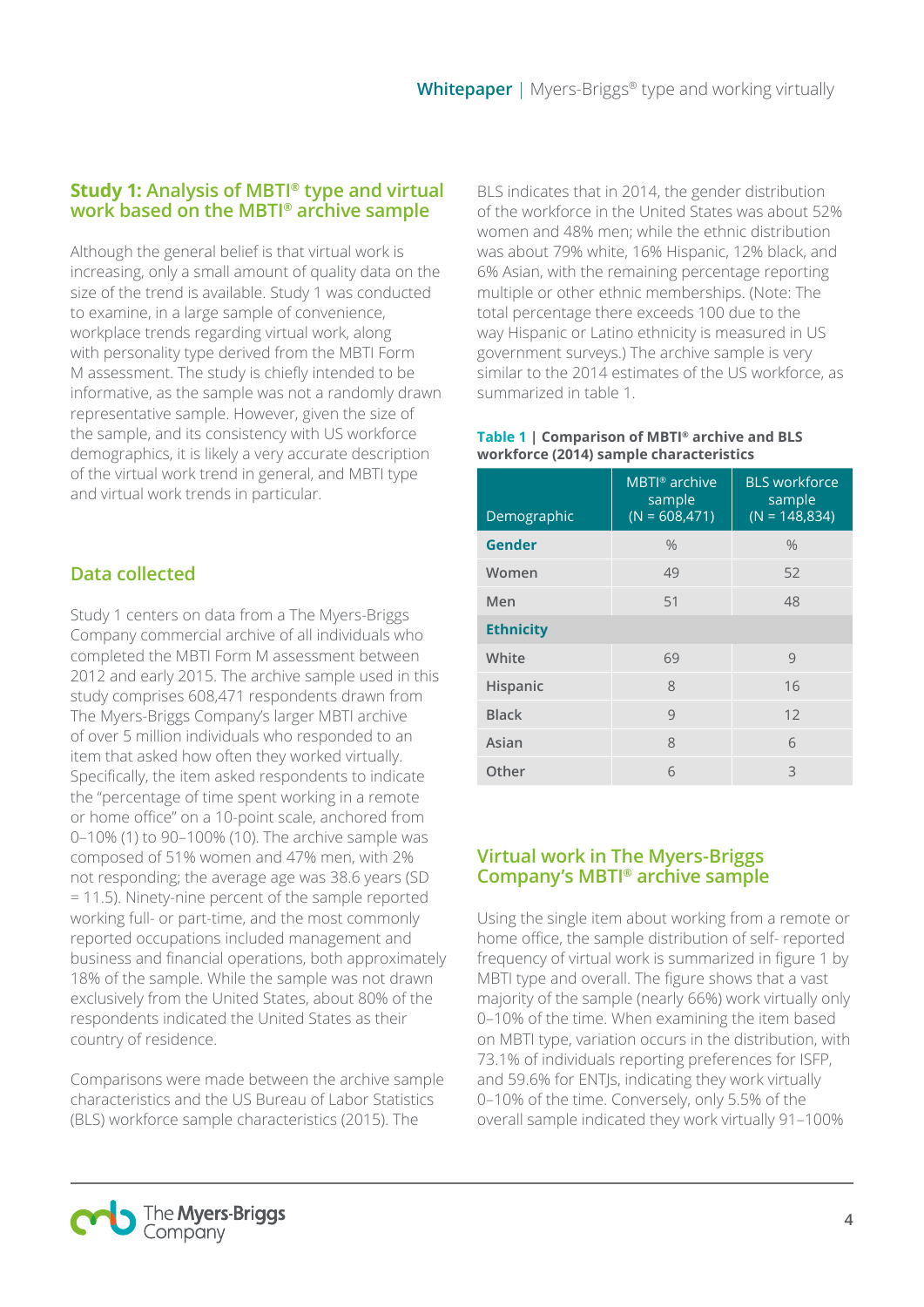## Study 1: Analysis of MBTI® type and virtual work based on the MBTI® archive sample

Although the general belief is that virtual work is increasing, only a small amount of quality data on the size of the trend is available. Study 1 was conducted to examine, in a large sample of convenience, workplace trends regarding virtual work, along with personality type derived from the MBTI Form M assessment. The study is chiefly intended to be informative, as the sample was not a randomly drawn representative sample. However, given the size of the sample, and its consistency with US workforce demographics, it is likely a very accurate description of the virtual work trend in general, and MBTI type and virtual work trends in particular.

### Data collected

Study 1 centers on data from a The Myers-Briggs Company commercial archive of all individuals who completed the MBTI Form M assessment between 2012 and early 2015. The archive sample used in this study comprises 608,471 respondents drawn from The Myers-Briggs Company's larger MBTI archive of over 5 million individuals who responded to an item that asked how often they worked virtually. Specifically, the item asked respondents to indicate the "percentage of time spent working in a remote or home office" on a 10-point scale, anchored from 0–10% (1) to 90–100% (10). The archive sample was composed of 51% women and 47% men, with 2% not responding; the average age was 38.6 years (SD = 11.5). Ninety-nine percent of the sample reported working full- or part-time, and the most commonly reported occupations included management and business and financial operations, both approximately 18% of the sample. While the sample was not drawn exclusively from the United States, about 80% of the respondents indicated the United States as their country of residence.

Comparisons were made between the archive sample characteristics and the US Bureau of Labor Statistics (BLS) workforce sample characteristics (2015). The BLS indicates that in 2014, the gender distribution of the workforce in the United States was about 52% women and 48% men; while the ethnic distribution was about 79% white, 16% Hispanic, 12% black, and 6% Asian, with the remaining percentage reporting multiple or other ethnic memberships. (Note: The total percentage there exceeds 100 due to the way Hispanic or Latino ethnicity is measured in US government surveys.) The archive sample is very similar to the 2014 estimates of the US workforce, as summarized in table 1.

**Table 1 | Comparison of MBTI® archive and BLS workforce (2014) sample characteristics**

| Demographic | MBTI® archive sample (N = 608,471) | BLS workforce sample (N = 148,834) |
|---|---|---|
| **Gender** | % | % |
| Women | 49 | 52 |
| Men | 51 | 48 |
| **Ethnicity** | | |
| White | 69 | 9 |
| Hispanic | 8 | 16 |
| Black | 9 | 12 |
| Asian | 8 | 6 |
| Other | 6 | 3 |

## Virtual work in The Myers-Briggs Company's MBTI® archive sample

Using the single item about working from a remote or home office, the sample distribution of self- reported frequency of virtual work is summarized in figure 1 by MBTI type and overall. The figure shows that a vast majority of the sample (nearly 66%) work virtually only 0–10% of the time. When examining the item based on MBTI type, variation occurs in the distribution, with 73.1% of individuals reporting preferences for ISFP, and 59.6% for ENTJs, indicating they work virtually 0–10% of the time. Conversely, only 5.5% of the overall sample indicated they work virtually 91–100%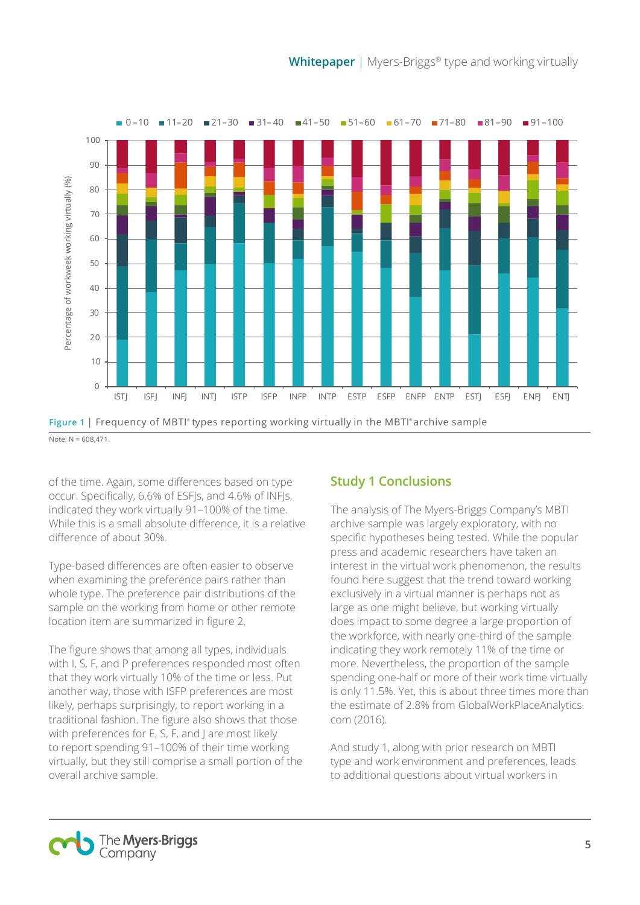Figure 1 | Frequency of MBTI® types reporting working virtually in the MBTI® archive sample

Note: N = 608,471.

of the time. Again, some differences based on type occur. Specifically, 6.6% of ESFJs, and 4.6% of INFJs, indicated they work virtually 91–100% of the time. While this is a small absolute difference, it is a relative difference of about 30%.

Type-based differences are often easier to observe when examining the preference pairs rather than whole type. The preference pair distributions of the sample on the working from home or other remote location item are summarized in figure 2.

The figure shows that among all types, individuals with I, S, F, and P preferences responded most often that they work virtually 10% of the time or less. Put another way, those with ISFP preferences are most likely, perhaps surprisingly, to report working in a traditional fashion. The figure also shows that those with preferences for E, S, F, and J are most likely to report spending 91–100% of their time working virtually, but they still comprise a small portion of the overall archive sample.

## Study 1 Conclusions

The analysis of The Myers-Briggs Company's MBTI archive sample was largely exploratory, with no specific hypotheses being tested. While the popular press and academic researchers have taken an interest in the virtual work phenomenon, the results found here suggest that the trend toward working exclusively in a virtual manner is perhaps not as large as one might believe, but working virtually does impact to some degree a large proportion of the workforce, with nearly one-third of the sample indicating they work remotely 11% of the time or more. Nevertheless, the proportion of the sample spending one-half or more of their work time virtually is only 11.5%. Yet, this is about three times more than the estimate of 2.8% from GlobalWorkPlaceAnalytics.com (2016).

And study 1, along with prior research on MBTI type and work environment and preferences, leads to additional questions about virtual workers in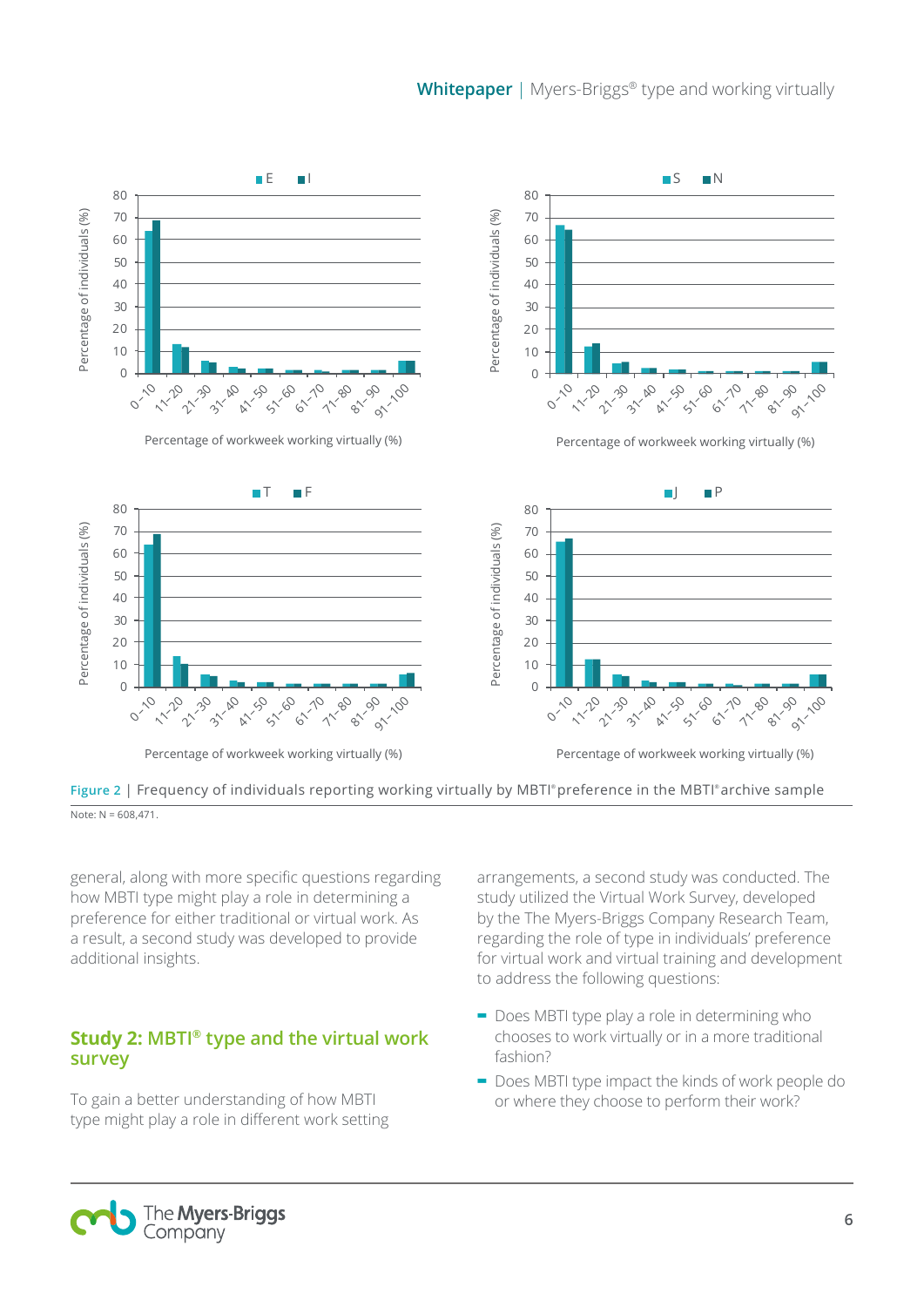Figure 2 | Frequency of individuals reporting working virtually by MBTI® preference in the MBTI® archive sample

Note: N = 608,471.

general, along with more specific questions regarding how MBTI type might play a role in determining a preference for either traditional or virtual work. As a result, a second study was developed to provide additional insights.

## Study 2: MBTI® type and the virtual work survey

To gain a better understanding of how MBTI type might play a role in different work setting arrangements, a second study was conducted. The study utilized the Virtual Work Survey, developed by the The Myers-Briggs Company Research Team, regarding the role of type in individuals' preference for virtual work and virtual training and development to address the following questions:

- Does MBTI type play a role in determining who chooses to work virtually or in a more traditional fashion?
- Does MBTI type impact the kinds of work people do or where they choose to perform their work?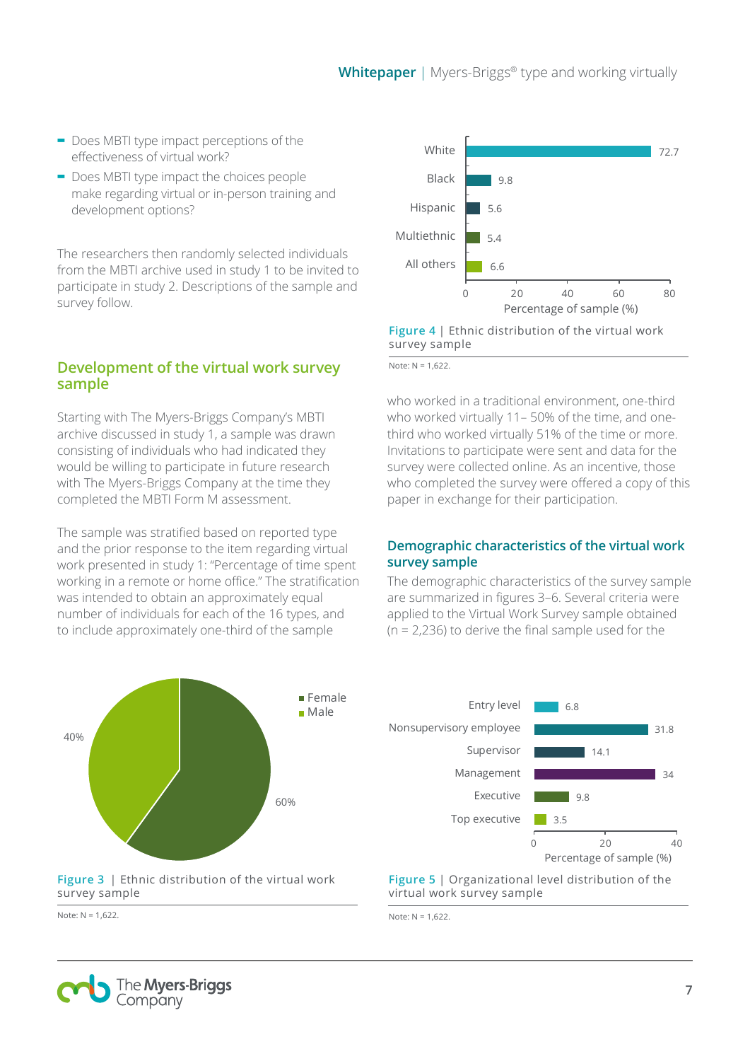- Does MBTI type impact perceptions of the effectiveness of virtual work?
- Does MBTI type impact the choices people make regarding virtual or in-person training and development options?

The researchers then randomly selected individuals from the MBTI archive used in study 1 to be invited to participate in study 2. Descriptions of the sample and survey follow.

## Development of the virtual work survey sample

Starting with The Myers-Briggs Company's MBTI archive discussed in study 1, a sample was drawn consisting of individuals who had indicated they would be willing to participate in future research with The Myers-Briggs Company at the time they completed the MBTI Form M assessment.

The sample was stratified based on reported type and the prior response to the item regarding virtual work presented in study 1: "Percentage of time spent working in a remote or home office." The stratification was intended to obtain an approximately equal number of individuals for each of the 16 types, and to include approximately one-third of the sample who worked in a traditional environment, one-third who worked virtually 11– 50% of the time, and one-third who worked virtually 51% of the time or more. Invitations to participate were sent and data for the survey were collected online. As an incentive, those who completed the survey were offered a copy of this paper in exchange for their participation.

| Ethnicity | Percentage of sample (%) |
|---|---|
| White | 72.7 |
| Black | 9.8 |
| Hispanic | 5.6 |
| Multiethnic | 5.4 |
| All others | 6.6 |

Figure 4 | Ethnic distribution of the virtual work survey sample

Note: N = 1,622.

## Demographic characteristics of the virtual work survey sample

The demographic characteristics of the survey sample are summarized in figures 3–6. Several criteria were applied to the Virtual Work Survey sample obtained (n = 2,236) to derive the final sample used for the

| Gender | Percentage |
|---|---|
| Female | 60% |
| Male | 40% |

Figure 3 | Ethnic distribution of the virtual work survey sample

Note: N = 1,622.

| Organizational level | Percentage of sample (%) |
|---|---|
| Entry level | 6.8 |
| Nonsupervisory employee | 31.8 |
| Supervisor | 14.1 |
| Management | 34 |
| Executive | 9.8 |
| Top executive | 3.5 |

Figure 5 | Organizational level distribution of the virtual work survey sample

Note: N = 1,622.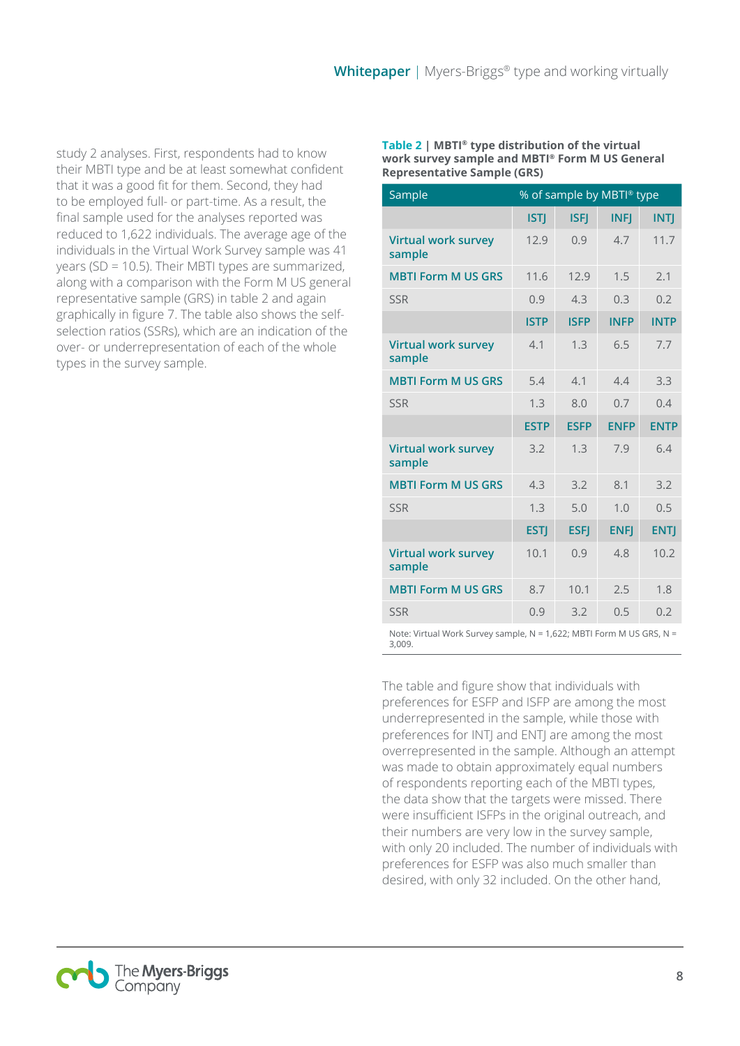study 2 analyses. First, respondents had to know their MBTI type and be at least somewhat confident that it was a good fit for them. Second, they had to be employed full- or part-time. As a result, the final sample used for the analyses reported was reduced to 1,622 individuals. The average age of the individuals in the Virtual Work Survey sample was 41 years (SD = 10.5). Their MBTI types are summarized, along with a comparison with the Form M US general representative sample (GRS) in table 2 and again graphically in figure 7. The table also shows the self-selection ratios (SSRs), which are an indication of the over- or underrepresentation of each of the whole types in the survey sample.

**Table 2 | MBTI® type distribution of the virtual work survey sample and MBTI® Form M US General Representative Sample (GRS)**

| Sample | % of sample by MBTI® type | | | |
|---|---|---|---|---|
| | **ISTJ** | **ISFJ** | **INFJ** | **INTJ** |
| Virtual work survey sample | 12.9 | 0.9 | 4.7 | 11.7 |
| MBTI Form M US GRS | 11.6 | 12.9 | 1.5 | 2.1 |
| SSR | 0.9 | 4.3 | 0.3 | 0.2 |
| | **ISTP** | **ISFP** | **INFP** | **INTP** |
| Virtual work survey sample | 4.1 | 1.3 | 6.5 | 7.7 |
| MBTI Form M US GRS | 5.4 | 4.1 | 4.4 | 3.3 |
| SSR | 1.3 | 8.0 | 0.7 | 0.4 |
| | **ESTP** | **ESFP** | **ENFP** | **ENTP** |
| Virtual work survey sample | 3.2 | 1.3 | 7.9 | 6.4 |
| MBTI Form M US GRS | 4.3 | 3.2 | 8.1 | 3.2 |
| SSR | 1.3 | 5.0 | 1.0 | 0.5 |
| | **ESTJ** | **ESFJ** | **ENFJ** | **ENTJ** |
| Virtual work survey sample | 10.1 | 0.9 | 4.8 | 10.2 |
| MBTI Form M US GRS | 8.7 | 10.1 | 2.5 | 1.8 |
| SSR | 0.9 | 3.2 | 0.5 | 0.2 |

Note: Virtual Work Survey sample, N = 1,622; MBTI Form M US GRS, N = 3,009.

The table and figure show that individuals with preferences for ESFP and ISFP are among the most underrepresented in the sample, while those with preferences for INTJ and ENTJ are among the most overrepresented in the sample. Although an attempt was made to obtain approximately equal numbers of respondents reporting each of the MBTI types, the data show that the targets were missed. There were insufficient ISFPs in the original outreach, and their numbers are very low in the survey sample, with only 20 included. The number of individuals with preferences for ESFP was also much smaller than desired, with only 32 included. On the other hand,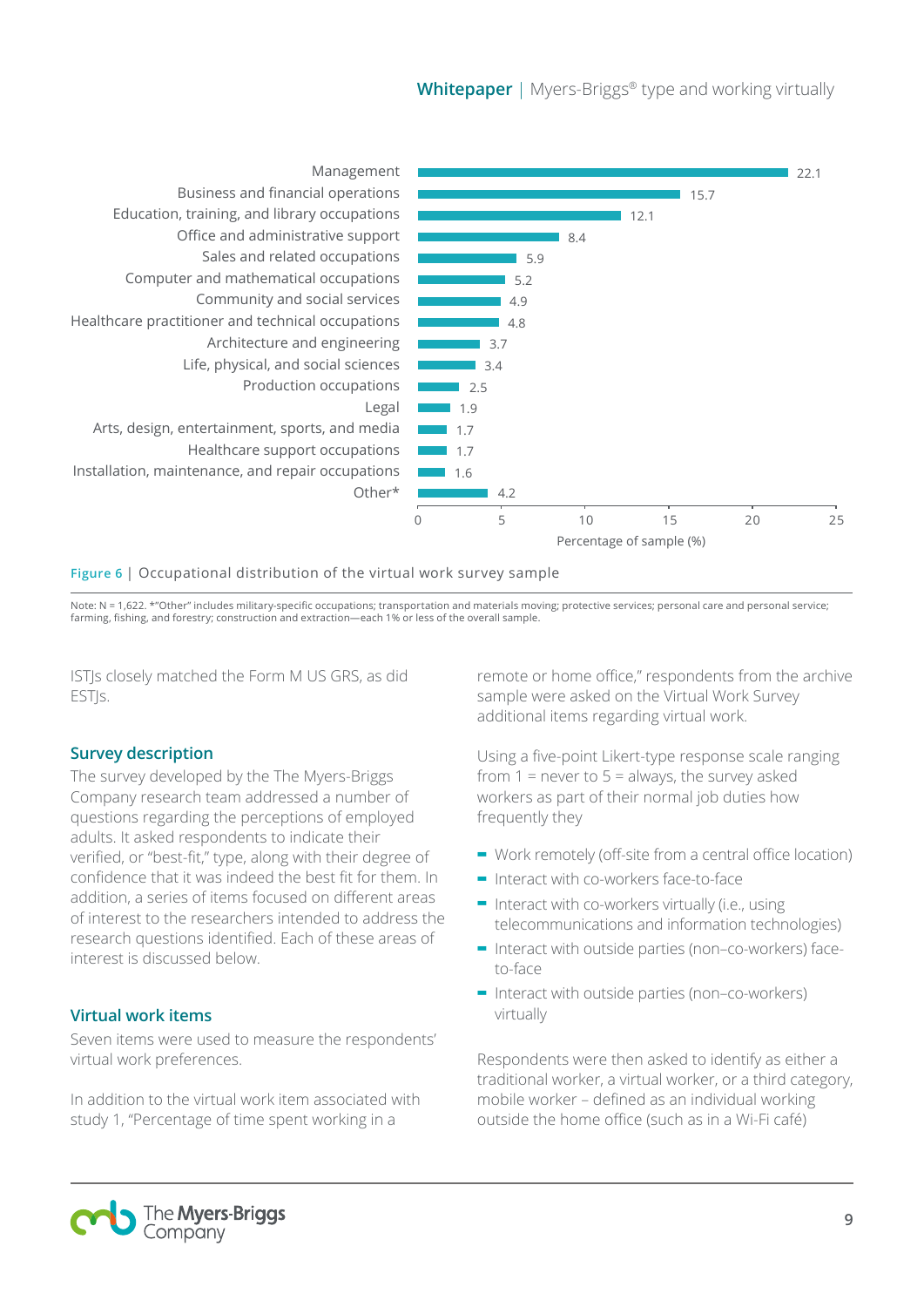| Occupation | Percentage of sample (%) |
| --- | --- |
| Management | 22.1 |
| Business and financial operations | 15.7 |
| Education, training, and library occupations | 12.1 |
| Office and administrative support | 8.4 |
| Sales and related occupations | 5.9 |
| Computer and mathematical occupations | 5.2 |
| Community and social services | 4.9 |
| Healthcare practitioner and technical occupations | 4.8 |
| Architecture and engineering | 3.7 |
| Life, physical, and social sciences | 3.4 |
| Production occupations | 2.5 |
| Legal | 1.9 |
| Arts, design, entertainment, sports, and media | 1.7 |
| Healthcare support occupations | 1.7 |
| Installation, maintenance, and repair occupations | 1.6 |
| Other* | 4.2 |

**Figure 6** | Occupational distribution of the virtual work survey sample

Note: N = 1,622. *"Other" includes military-specific occupations; transportation and materials moving; protective services; personal care and personal service; farming, fishing, and forestry; construction and extraction—each 1% or less of the overall sample.

ISTJs closely matched the Form M US GRS, as did ESTJs.

## Survey description

The survey developed by the The Myers-Briggs Company research team addressed a number of questions regarding the perceptions of employed adults. It asked respondents to indicate their verified, or "best-fit," type, along with their degree of confidence that it was indeed the best fit for them. In addition, a series of items focused on different areas of interest to the researchers intended to address the research questions identified. Each of these areas of interest is discussed below.

## Virtual work items

Seven items were used to measure the respondents' virtual work preferences.

In addition to the virtual work item associated with study 1, "Percentage of time spent working in a remote or home office," respondents from the archive sample were asked on the Virtual Work Survey additional items regarding virtual work.

Using a five-point Likert-type response scale ranging from 1 = never to 5 = always, the survey asked workers as part of their normal job duties how frequently they

- Work remotely (off-site from a central office location)
- Interact with co-workers face-to-face
- Interact with co-workers virtually (i.e., using telecommunications and information technologies)
- Interact with outside parties (non–co-workers) face-to-face
- Interact with outside parties (non–co-workers) virtually

Respondents were then asked to identify as either a traditional worker, a virtual worker, or a third category, mobile worker – defined as an individual working outside the home office (such as in a Wi-Fi café)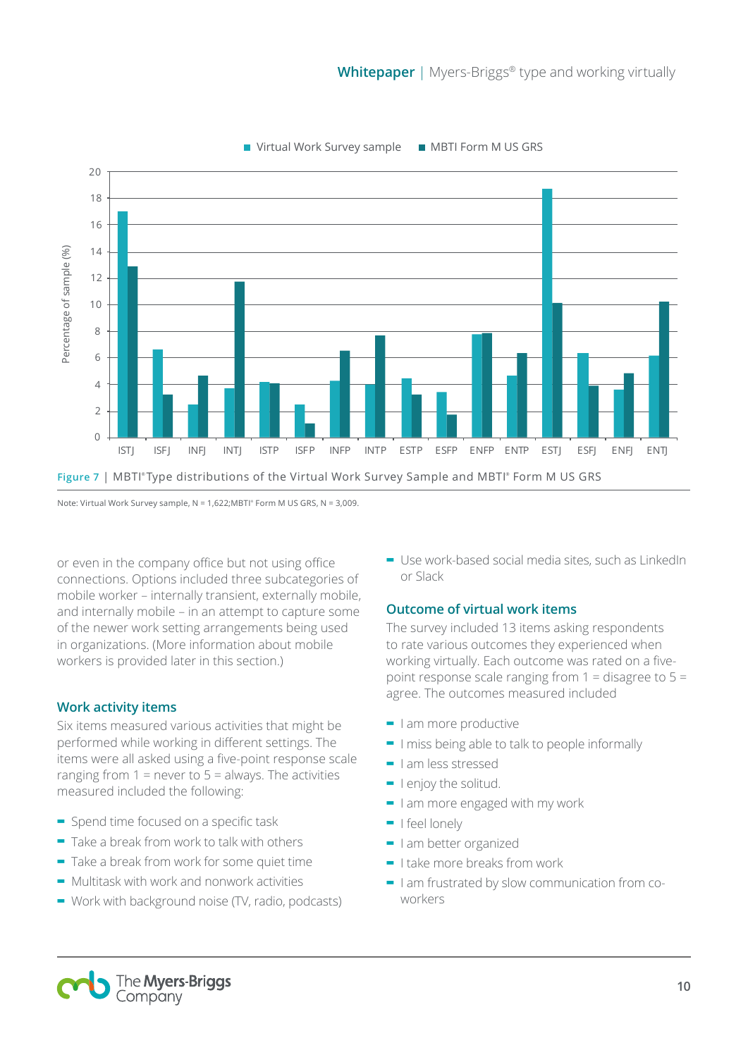Figure 7 | MBTI® Type distributions of the Virtual Work Survey Sample and MBTI® Form M US GRS

Note: Virtual Work Survey sample, N = 1,622;MBTI® Form M US GRS, N = 3,009.

or even in the company office but not using office connections. Options included three subcategories of mobile worker – internally transient, externally mobile, and internally mobile – in an attempt to capture some of the newer work setting arrangements being used in organizations. (More information about mobile workers is provided later in this section.)

### Work activity items

Six items measured various activities that might be performed while working in different settings. The items were all asked using a five-point response scale ranging from 1 = never to 5 = always. The activities measured included the following:

- Spend time focused on a specific task
- Take a break from work to talk with others
- Take a break from work for some quiet time
- Multitask with work and nonwork activities
- Work with background noise (TV, radio, podcasts)
- Use work-based social media sites, such as LinkedIn or Slack

### Outcome of virtual work items

The survey included 13 items asking respondents to rate various outcomes they experienced when working virtually. Each outcome was rated on a five-point response scale ranging from 1 = disagree to 5 = agree. The outcomes measured included

- I am more productive
- I miss being able to talk to people informally
- I am less stressed
- I enjoy the solitud.
- I am more engaged with my work
- I feel lonely
- I am better organized
- I take more breaks from work
- I am frustrated by slow communication from co-workers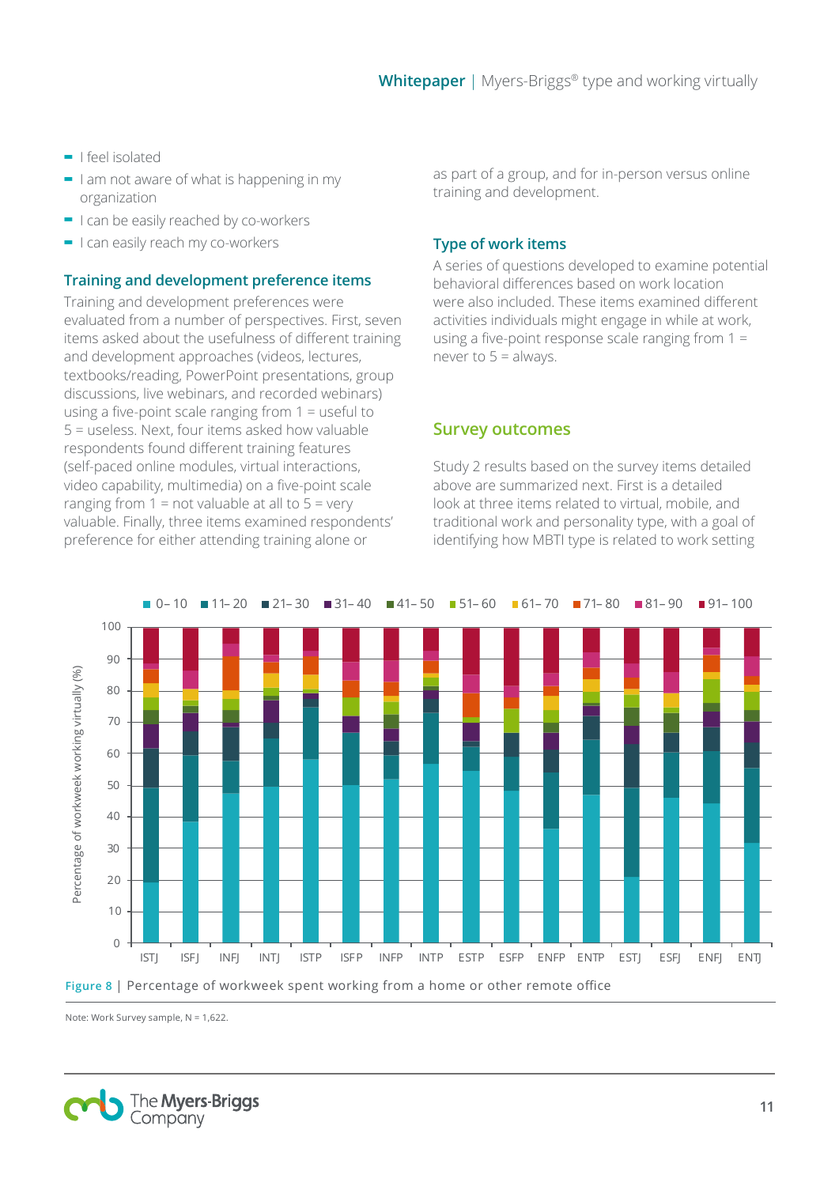- I feel isolated
- I am not aware of what is happening in my organization
- I can be easily reached by co-workers
- I can easily reach my co-workers

### Training and development preference items

Training and development preferences were evaluated from a number of perspectives. First, seven items asked about the usefulness of different training and development approaches (videos, lectures, textbooks/reading, PowerPoint presentations, group discussions, live webinars, and recorded webinars) using a five-point scale ranging from 1 = useful to 5 = useless. Next, four items asked how valuable respondents found different training features (self-paced online modules, virtual interactions, video capability, multimedia) on a five-point scale ranging from 1 = not valuable at all to 5 = very valuable. Finally, three items examined respondents' preference for either attending training alone or as part of a group, and for in-person versus online training and development.

### Type of work items

A series of questions developed to examine potential behavioral differences based on work location were also included. These items examined different activities individuals might engage in while at work, using a five-point response scale ranging from 1 = never to 5 = always.

## Survey outcomes

Study 2 results based on the survey items detailed above are summarized next. First is a detailed look at three items related to virtual, mobile, and traditional work and personality type, with a goal of identifying how MBTI type is related to work setting

Figure 8 | Percentage of workweek spent working from a home or other remote office

Note: Work Survey sample, N = 1,622.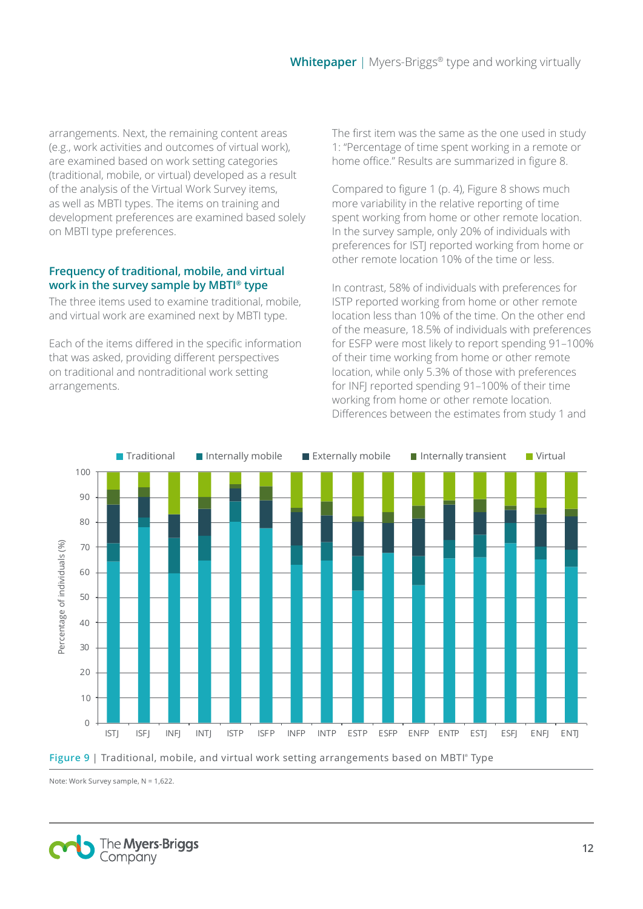arrangements. Next, the remaining content areas (e.g., work activities and outcomes of virtual work), are examined based on work setting categories (traditional, mobile, or virtual) developed as a result of the analysis of the Virtual Work Survey items, as well as MBTI types. The items on training and development preferences are examined based solely on MBTI type preferences.

### Frequency of traditional, mobile, and virtual work in the survey sample by MBTI® type

The three items used to examine traditional, mobile, and virtual work are examined next by MBTI type.

Each of the items differed in the specific information that was asked, providing different perspectives on traditional and nontraditional work setting arrangements.

The first item was the same as the one used in study 1: "Percentage of time spent working in a remote or home office." Results are summarized in figure 8.

Compared to figure 1 (p. 4), Figure 8 shows much more variability in the relative reporting of time spent working from home or other remote location. In the survey sample, only 20% of individuals with preferences for ISTJ reported working from home or other remote location 10% of the time or less.

In contrast, 58% of individuals with preferences for ISTP reported working from home or other remote location less than 10% of the time. On the other end of the measure, 18.5% of individuals with preferences for ESFP were most likely to report spending 91–100% of their time working from home or other remote location, while only 5.3% of those with preferences for INFJ reported spending 91–100% of their time working from home or other remote location. Differences between the estimates from study 1 and

Figure 9 | Traditional, mobile, and virtual work setting arrangements based on MBTI® Type

Note: Work Survey sample, N = 1,622.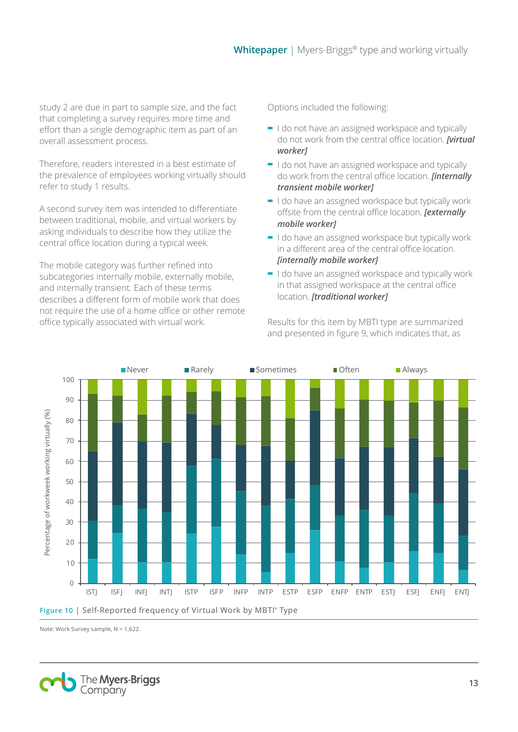study 2 are due in part to sample size, and the fact that completing a survey requires more time and effort than a single demographic item as part of an overall assessment process.

Therefore, readers interested in a best estimate of the prevalence of employees working virtually should refer to study 1 results.

A second survey item was intended to differentiate between traditional, mobile, and virtual workers by asking individuals to describe how they utilize the central office location during a typical week.

The mobile category was further refined into subcategories internally mobile, externally mobile, and internally transient. Each of these terms describes a different form of mobile work that does not require the use of a home office or other remote office typically associated with virtual work.

Options included the following:

- I do not have an assigned workspace and typically do not work from the central office location. ***[virtual worker]***
- I do not have an assigned workspace and typically do work from the central office location. ***[internally transient mobile worker]***
- I do have an assigned workspace but typically work offsite from the central office location. ***[externally mobile worker]***
- I do have an assigned workspace but typically work in a different area of the central office location. ***[internally mobile worker]***
- I do have an assigned workspace and typically work in that assigned workspace at the central office location. ***[traditional worker]***

Results for this item by MBTI type are summarized and presented in figure 9, which indicates that, as

Figure 10 | Self-Reported frequency of Virtual Work by MBTI® Type

Note: Work Survey sample, N = 1,622.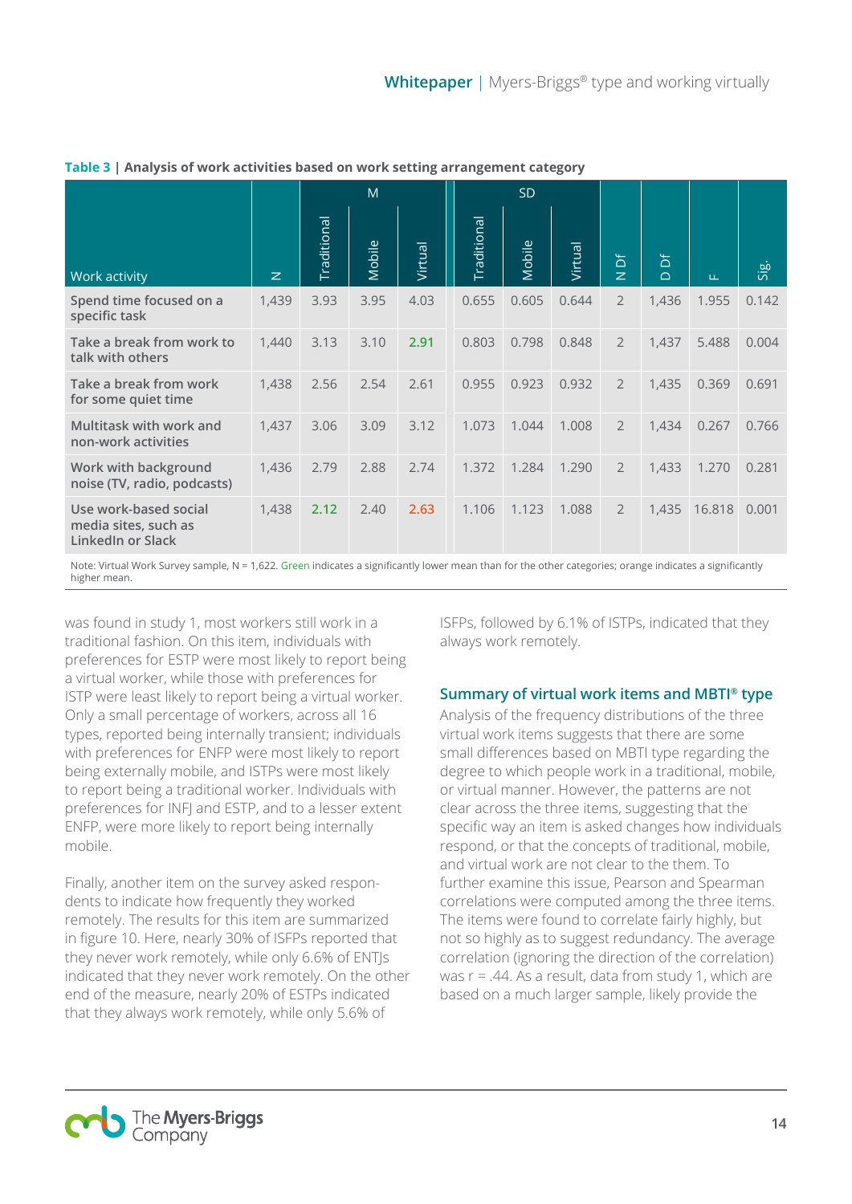**Table 3 | Analysis of work activities based on work setting arrangement category**

| Work activity | N | M | | | SD | | | N Df | D Df | F | Sig. |
|---|---|---|---|---|---|---|---|---|---|---|---|
| | | Traditional | Mobile | Virtual | Traditional | Mobile | Virtual | | | | |
| Spend time focused on a specific task | 1,439 | 3.93 | 3.95 | 4.03 | 0.655 | 0.605 | 0.644 | 2 | 1,436 | 1.955 | 0.142 |
| Take a break from work to talk with others | 1,440 | 3.13 | 3.10 | 2.91 | 0.803 | 0.798 | 0.848 | 2 | 1,437 | 5.488 | 0.004 |
| Take a break from work for some quiet time | 1,438 | 2.56 | 2.54 | 2.61 | 0.955 | 0.923 | 0.932 | 2 | 1,435 | 0.369 | 0.691 |
| Multitask with work and non-work activities | 1,437 | 3.06 | 3.09 | 3.12 | 1.073 | 1.044 | 1.008 | 2 | 1,434 | 0.267 | 0.766 |
| Work with background noise (TV, radio, podcasts) | 1,436 | 2.79 | 2.88 | 2.74 | 1.372 | 1.284 | 1.290 | 2 | 1,433 | 1.270 | 0.281 |
| Use work-based social media sites, such as LinkedIn or Slack | 1,438 | 2.12 | 2.40 | 2.63 | 1.106 | 1.123 | 1.088 | 2 | 1,435 | 16.818 | 0.001 |

Note: Virtual Work Survey sample, N = 1,622. Green indicates a significantly lower mean than for the other categories; orange indicates a significantly higher mean.

was found in study 1, most workers still work in a traditional fashion. On this item, individuals with preferences for ESTP were most likely to report being a virtual worker, while those with preferences for ISTP were least likely to report being a virtual worker. Only a small percentage of workers, across all 16 types, reported being internally transient; individuals with preferences for ENFP were most likely to report being externally mobile, and ISTPs were most likely to report being a traditional worker. Individuals with preferences for INFJ and ESTP, and to a lesser extent ENFP, were more likely to report being internally mobile.

Finally, another item on the survey asked respondents to indicate how frequently they worked remotely. The results for this item are summarized in figure 10. Here, nearly 30% of ISFPs reported that they never work remotely, while only 6.6% of ENTJs indicated that they never work remotely. On the other end of the measure, nearly 20% of ESTPs indicated that they always work remotely, while only 5.6% of ISFPs, followed by 6.1% of ISTPs, indicated that they always work remotely.

## Summary of virtual work items and MBTI® type

Analysis of the frequency distributions of the three virtual work items suggests that there are some small differences based on MBTI type regarding the degree to which people work in a traditional, mobile, or virtual manner. However, the patterns are not clear across the three items, suggesting that the specific way an item is asked changes how individuals respond, or that the concepts of traditional, mobile, and virtual work are not clear to the them. To further examine this issue, Pearson and Spearman correlations were computed among the three items. The items were found to correlate fairly highly, but not so highly as to suggest redundancy. The average correlation (ignoring the direction of the correlation) was $r = .44$. As a result, data from study 1, which are based on a much larger sample, likely provide the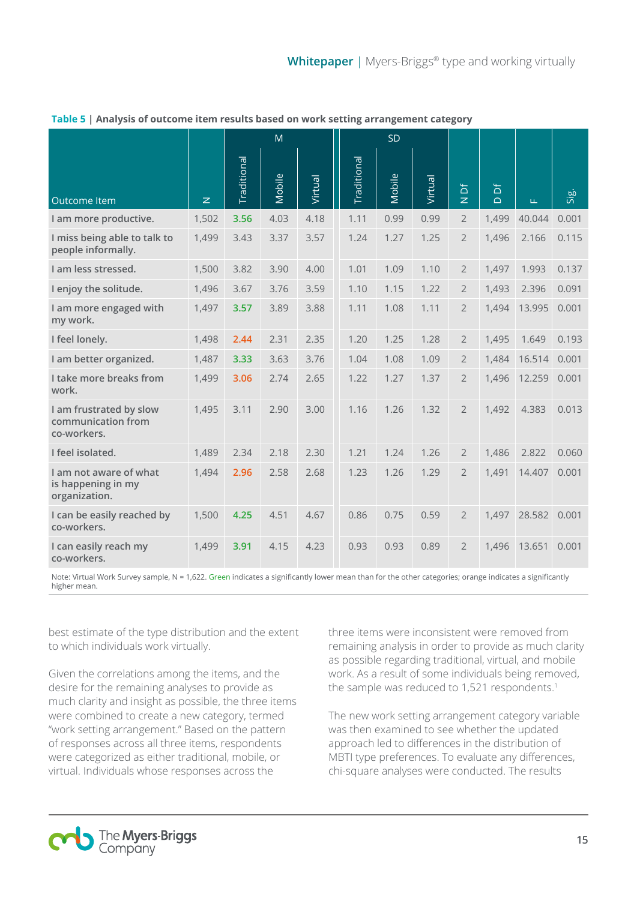**Table 5** | **Analysis of outcome item results based on work setting arrangement category**

| Outcome Item | N | M | | | SD | | | N Df | D Df | F | Sig. |
|---|---|---|---|---|---|---|---|---|---|---|---|
| | | Traditional | Mobile | Virtual | Traditional | Mobile | Virtual | | | | |
| I am more productive. | 1,502 | 3.56 | 4.03 | 4.18 | 1.11 | 0.99 | 0.99 | 2 | 1,499 | 40.044 | 0.001 |
| I miss being able to talk to people informally. | 1,499 | 3.43 | 3.37 | 3.57 | 1.24 | 1.27 | 1.25 | 2 | 1,496 | 2.166 | 0.115 |
| I am less stressed. | 1,500 | 3.82 | 3.90 | 4.00 | 1.01 | 1.09 | 1.10 | 2 | 1,497 | 1.993 | 0.137 |
| I enjoy the solitude. | 1,496 | 3.67 | 3.76 | 3.59 | 1.10 | 1.15 | 1.22 | 2 | 1,493 | 2.396 | 0.091 |
| I am more engaged with my work. | 1,497 | 3.57 | 3.89 | 3.88 | 1.11 | 1.08 | 1.11 | 2 | 1,494 | 13.995 | 0.001 |
| I feel lonely. | 1,498 | 2.44 | 2.31 | 2.35 | 1.20 | 1.25 | 1.28 | 2 | 1,495 | 1.649 | 0.193 |
| I am better organized. | 1,487 | 3.33 | 3.63 | 3.76 | 1.04 | 1.08 | 1.09 | 2 | 1,484 | 16.514 | 0.001 |
| I take more breaks from work. | 1,499 | 3.06 | 2.74 | 2.65 | 1.22 | 1.27 | 1.37 | 2 | 1,496 | 12.259 | 0.001 |
| I am frustrated by slow communication from co-workers. | 1,495 | 3.11 | 2.90 | 3.00 | 1.16 | 1.26 | 1.32 | 2 | 1,492 | 4.383 | 0.013 |
| I feel isolated. | 1,489 | 2.34 | 2.18 | 2.30 | 1.21 | 1.24 | 1.26 | 2 | 1,486 | 2.822 | 0.060 |
| I am not aware of what is happening in my organization. | 1,494 | 2.96 | 2.58 | 2.68 | 1.23 | 1.26 | 1.29 | 2 | 1,491 | 14.407 | 0.001 |
| I can be easily reached by co-workers. | 1,500 | 4.25 | 4.51 | 4.67 | 0.86 | 0.75 | 0.59 | 2 | 1,497 | 28.582 | 0.001 |
| I can easily reach my co-workers. | 1,499 | 3.91 | 4.15 | 4.23 | 0.93 | 0.93 | 0.89 | 2 | 1,496 | 13.651 | 0.001 |

Note: Virtual Work Survey sample, N = 1,622. Green indicates a significantly lower mean than for the other categories; orange indicates a significantly higher mean.

best estimate of the type distribution and the extent to which individuals work virtually.

Given the correlations among the items, and the desire for the remaining analyses to provide as much clarity and insight as possible, the three items were combined to create a new category, termed "work setting arrangement." Based on the pattern of responses across all three items, respondents were categorized as either traditional, mobile, or virtual. Individuals whose responses across the three items were inconsistent were removed from remaining analysis in order to provide as much clarity as possible regarding traditional, virtual, and mobile work. As a result of some individuals being removed, the sample was reduced to 1,521 respondents.[1]

The new work setting arrangement category variable was then examined to see whether the updated approach led to differences in the distribution of MBTI type preferences. To evaluate any differences, chi-square analyses were conducted. The results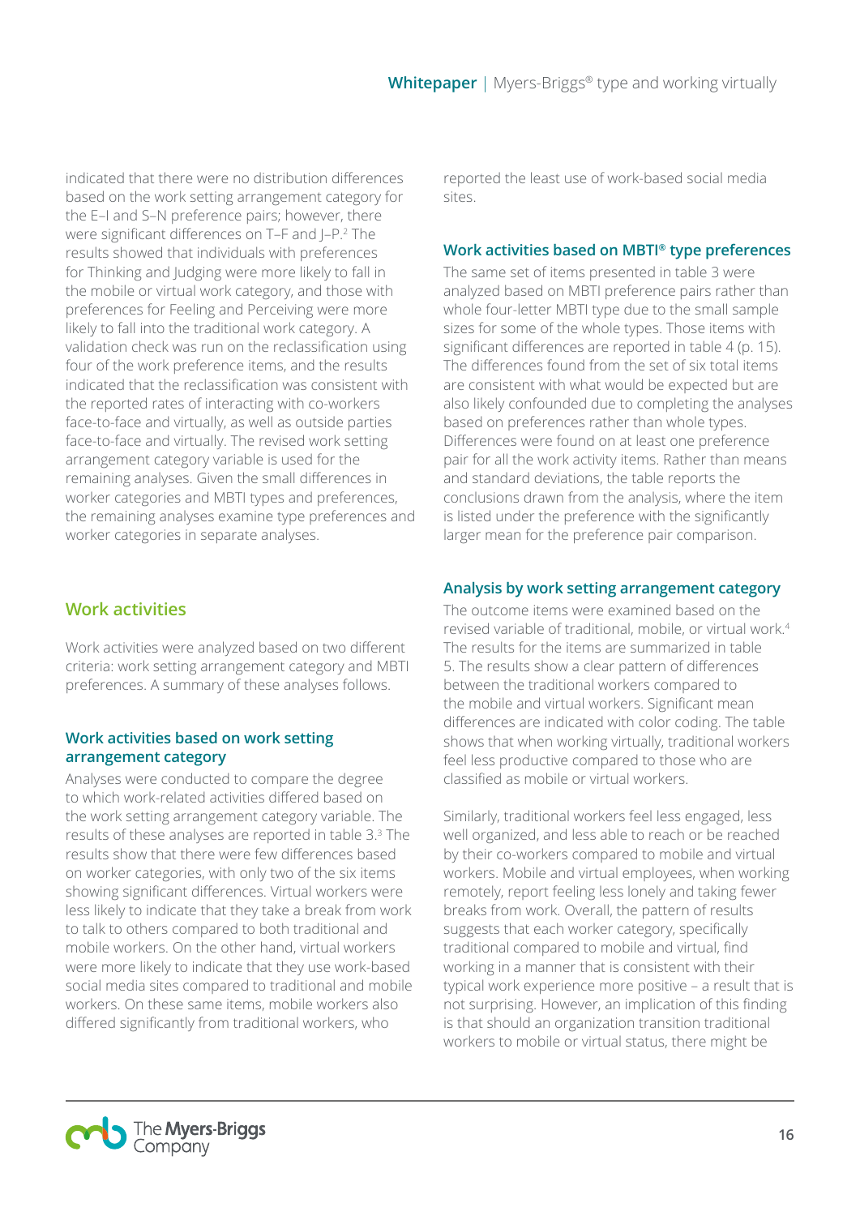indicated that there were no distribution differences based on the work setting arrangement category for the E–I and S–N preference pairs; however, there were significant differences on T–F and J–P.[2] The results showed that individuals with preferences for Thinking and Judging were more likely to fall in the mobile or virtual work category, and those with preferences for Feeling and Perceiving were more likely to fall into the traditional work category. A validation check was run on the reclassification using four of the work preference items, and the results indicated that the reclassification was consistent with the reported rates of interacting with co-workers face-to-face and virtually, as well as outside parties face-to-face and virtually. The revised work setting arrangement category variable is used for the remaining analyses. Given the small differences in worker categories and MBTI types and preferences, the remaining analyses examine type preferences and worker categories in separate analyses.

## Work activities

Work activities were analyzed based on two different criteria: work setting arrangement category and MBTI preferences. A summary of these analyses follows.

### Work activities based on work setting arrangement category

Analyses were conducted to compare the degree to which work-related activities differed based on the work setting arrangement category variable. The results of these analyses are reported in table 3.[3] The results show that there were few differences based on worker categories, with only two of the six items showing significant differences. Virtual workers were less likely to indicate that they take a break from work to talk to others compared to both traditional and mobile workers. On the other hand, virtual workers were more likely to indicate that they use work-based social media sites compared to traditional and mobile workers. On these same items, mobile workers also differed significantly from traditional workers, who reported the least use of work-based social media sites.

### Work activities based on MBTI® type preferences

The same set of items presented in table 3 were analyzed based on MBTI preference pairs rather than whole four-letter MBTI type due to the small sample sizes for some of the whole types. Those items with significant differences are reported in table 4 (p. 15). The differences found from the set of six total items are consistent with what would be expected but are also likely confounded due to completing the analyses based on preferences rather than whole types. Differences were found on at least one preference pair for all the work activity items. Rather than means and standard deviations, the table reports the conclusions drawn from the analysis, where the item is listed under the preference with the significantly larger mean for the preference pair comparison.

### Analysis by work setting arrangement category

The outcome items were examined based on the revised variable of traditional, mobile, or virtual work.[4] The results for the items are summarized in table 5. The results show a clear pattern of differences between the traditional workers compared to the mobile and virtual workers. Significant mean differences are indicated with color coding. The table shows that when working virtually, traditional workers feel less productive compared to those who are classified as mobile or virtual workers.

Similarly, traditional workers feel less engaged, less well organized, and less able to reach or be reached by their co-workers compared to mobile and virtual workers. Mobile and virtual employees, when working remotely, report feeling less lonely and taking fewer breaks from work. Overall, the pattern of results suggests that each worker category, specifically traditional compared to mobile and virtual, find working in a manner that is consistent with their typical work experience more positive – a result that is not surprising. However, an implication of this finding is that should an organization transition traditional workers to mobile or virtual status, there might be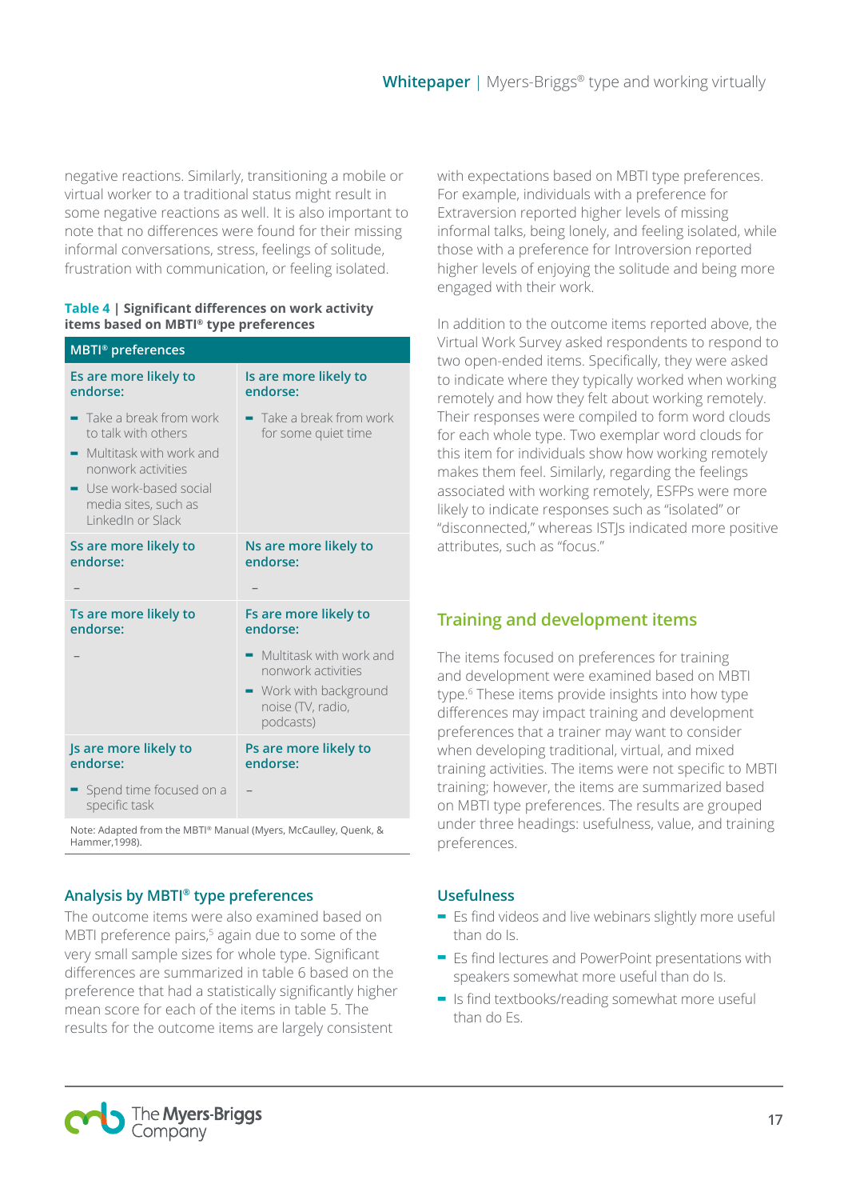negative reactions. Similarly, transitioning a mobile or virtual worker to a traditional status might result in some negative reactions as well. It is also important to note that no differences were found for their missing informal conversations, stress, feelings of solitude, frustration with communication, or feeling isolated.

**Table 4 | Significant differences on work activity items based on MBTI® type preferences**

| MBTI® preferences | |
|---|---|
| **Es are more likely to endorse:** | **Is are more likely to endorse:** |
| - Take a break from work to talk with others<br>- Multitask with work and nonwork activities<br>- Use work-based social media sites, such as LinkedIn or Slack | - Take a break from work for some quiet time |
| **Ss are more likely to endorse:** | **Ns are more likely to endorse:** |
| – | – |
| **Ts are more likely to endorse:** | **Fs are more likely to endorse:** |
| – | - Multitask with work and nonwork activities<br>- Work with background noise (TV, radio, podcasts) |
| **Js are more likely to endorse:** | **Ps are more likely to endorse:** |
| - Spend time focused on a specific task | – |

Note: Adapted from the MBTI® Manual (Myers, McCaulley, Quenk, & Hammer,1998).

### Analysis by MBTI® type preferences

The outcome items were also examined based on MBTI preference pairs,[5] again due to some of the very small sample sizes for whole type. Significant differences are summarized in table 6 based on the preference that had a statistically significantly higher mean score for each of the items in table 5. The results for the outcome items are largely consistent with expectations based on MBTI type preferences. For example, individuals with a preference for Extraversion reported higher levels of missing informal talks, being lonely, and feeling isolated, while those with a preference for Introversion reported higher levels of enjoying the solitude and being more engaged with their work.

In addition to the outcome items reported above, the Virtual Work Survey asked respondents to respond to two open-ended items. Specifically, they were asked to indicate where they typically worked when working remotely and how they felt about working remotely. Their responses were compiled to form word clouds for each whole type. Two exemplar word clouds for this item for individuals show how working remotely makes them feel. Similarly, regarding the feelings associated with working remotely, ESFPs were more likely to indicate responses such as "isolated" or "disconnected," whereas ISTJs indicated more positive attributes, such as "focus."

## Training and development items

The items focused on preferences for training and development were examined based on MBTI type.[6] These items provide insights into how type differences may impact training and development preferences that a trainer may want to consider when developing traditional, virtual, and mixed training activities. The items were not specific to MBTI training; however, the items are summarized based on MBTI type preferences. The results are grouped under three headings: usefulness, value, and training preferences.

### Usefulness

- Es find videos and live webinars slightly more useful than do Is.
- Es find lectures and PowerPoint presentations with speakers somewhat more useful than do Is.
- Is find textbooks/reading somewhat more useful than do Es.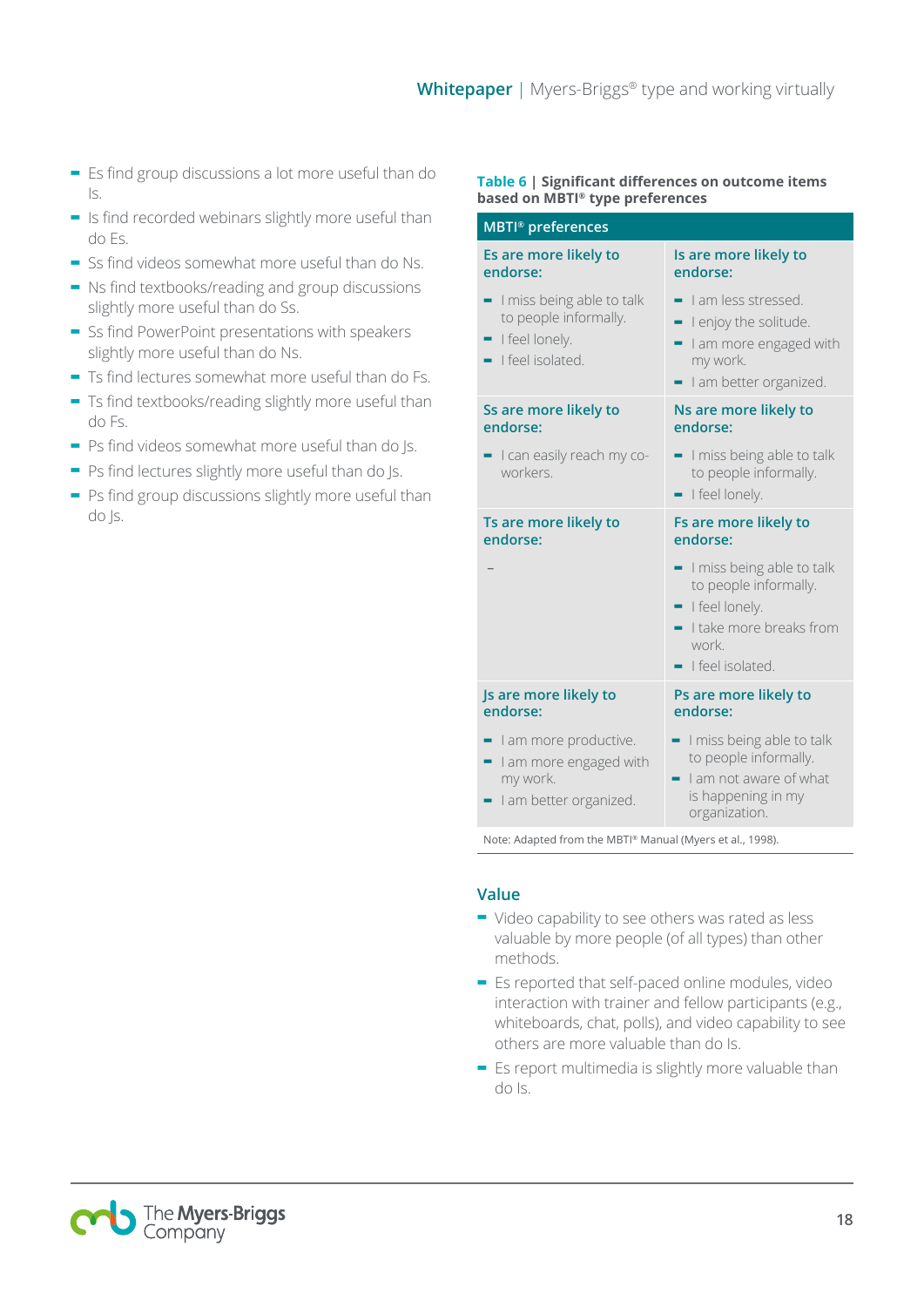- Es find group discussions a lot more useful than do Is.
- Is find recorded webinars slightly more useful than do Es.
- Ss find videos somewhat more useful than do Ns.
- Ns find textbooks/reading and group discussions slightly more useful than do Ss.
- Ss find PowerPoint presentations with speakers slightly more useful than do Ns.
- Ts find lectures somewhat more useful than do Fs.
- Ts find textbooks/reading slightly more useful than do Fs.
- Ps find videos somewhat more useful than do Js.
- Ps find lectures slightly more useful than do Js.
- Ps find group discussions slightly more useful than do Js.

**Table 6 | Significant differences on outcome items based on MBTI® type preferences**

| MBTI® preferences | |
|---|---|
| **Es are more likely to endorse:** | **Is are more likely to endorse:** |
| - I miss being able to talk to people informally.<br>- I feel lonely.<br>- I feel isolated. | - I am less stressed.<br>- I enjoy the solitude.<br>- I am more engaged with my work.<br>- I am better organized. |
| **Ss are more likely to endorse:** | **Ns are more likely to endorse:** |
| - I can easily reach my co-workers. | - I miss being able to talk to people informally.<br>- I feel lonely. |
| **Ts are more likely to endorse:** | **Fs are more likely to endorse:** |
| – | - I miss being able to talk to people informally.<br>- I feel lonely.<br>- I take more breaks from work.<br>- I feel isolated. |
| **Js are more likely to endorse:** | **Ps are more likely to endorse:** |
| - I am more productive.<br>- I am more engaged with my work.<br>- I am better organized. | - I miss being able to talk to people informally.<br>- I am not aware of what is happening in my organization. |

Note: Adapted from the MBTI® Manual (Myers et al., 1998).

## Value

- Video capability to see others was rated as less valuable by more people (of all types) than other methods.
- Es reported that self-paced online modules, video interaction with trainer and fellow participants (e.g., whiteboards, chat, polls), and video capability to see others are more valuable than do Is.
- Es report multimedia is slightly more valuable than do Is.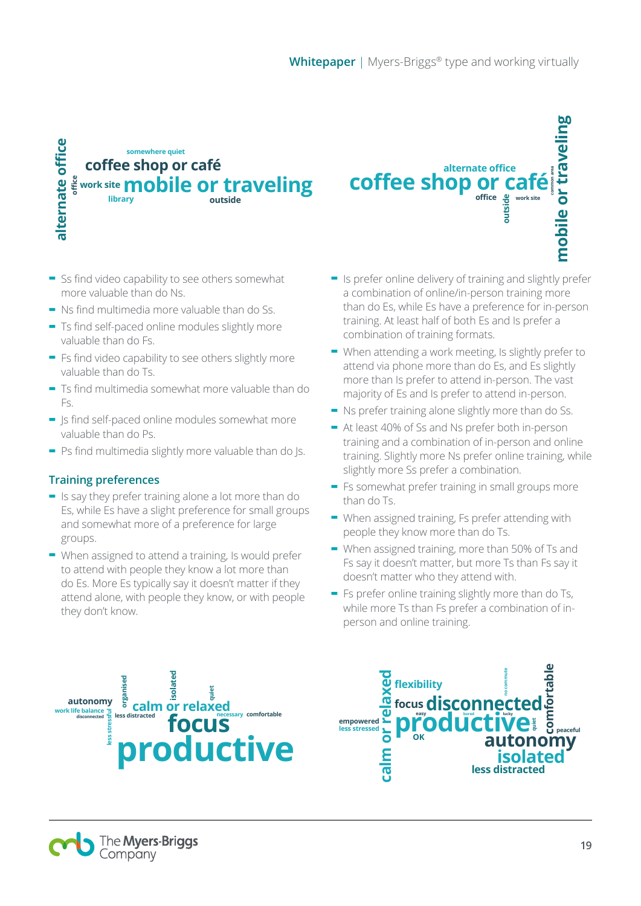- Ss find video capability to see others somewhat more valuable than do Ns.
- Ns find multimedia more valuable than do Ss.
- Ts find self-paced online modules slightly more valuable than do Fs.
- Fs find video capability to see others slightly more valuable than do Ts.
- Ts find multimedia somewhat more valuable than do Fs.
- Js find self-paced online modules somewhat more valuable than do Ps.
- Ps find multimedia slightly more valuable than do Js.

### Training preferences

- Is say they prefer training alone a lot more than do Es, while Es have a slight preference for small groups and somewhat more of a preference for large groups.
- When assigned to attend a training, Is would prefer to attend with people they know a lot more than do Es. More Es typically say it doesn't matter if they attend alone, with people they know, or with people they don't know.
- Is prefer online delivery of training and slightly prefer a combination of online/in-person training more than do Es, while Es have a preference for in-person training. At least half of both Es and Is prefer a combination of training formats.
- When attending a work meeting, Is slightly prefer to attend via phone more than do Es, and Es slightly more than Is prefer to attend in-person. The vast majority of Es and Is prefer to attend in-person.
- Ns prefer training alone slightly more than do Ss.
- At least 40% of Ss and Ns prefer both in-person training and a combination of in-person and online training. Slightly more Ns prefer online training, while slightly more Ss prefer a combination.
- Fs somewhat prefer training in small groups more than do Ts.
- When assigned training, Fs prefer attending with people they know more than do Ts.
- When assigned training, more than 50% of Ts and Fs say it doesn't matter, but more Ts than Fs say it doesn't matter who they attend with.
- Fs prefer online training slightly more than do Ts, while more Ts than Fs prefer a combination of in-person and online training.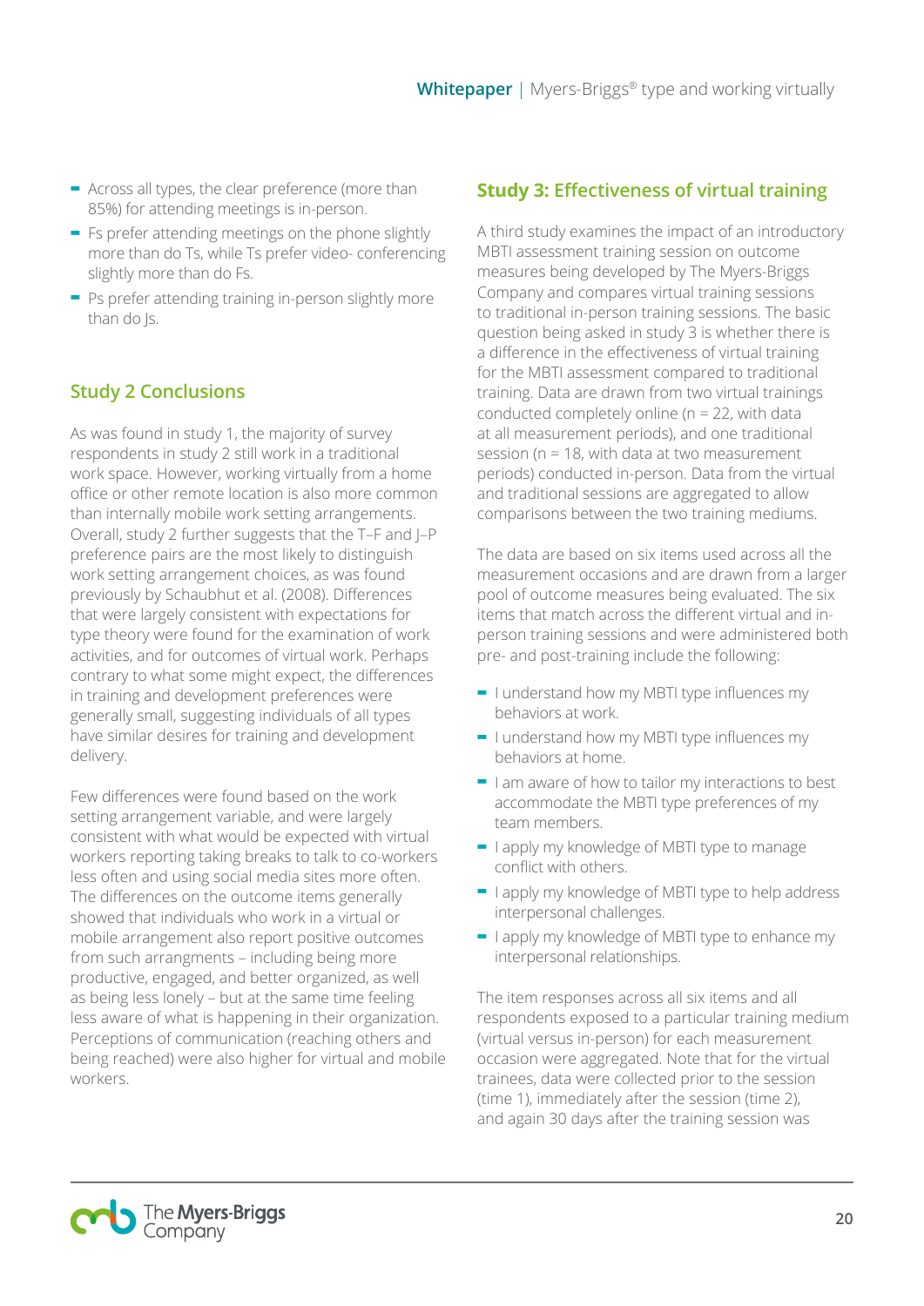- Across all types, the clear preference (more than 85%) for attending meetings is in-person.
- Fs prefer attending meetings on the phone slightly more than do Ts, while Ts prefer video- conferencing slightly more than do Fs.
- Ps prefer attending training in-person slightly more than do Js.

## Study 2 Conclusions

As was found in study 1, the majority of survey respondents in study 2 still work in a traditional work space. However, working virtually from a home office or other remote location is also more common than internally mobile work setting arrangements. Overall, study 2 further suggests that the T–F and J–P preference pairs are the most likely to distinguish work setting arrangement choices, as was found previously by Schaubhut et al. (2008). Differences that were largely consistent with expectations for type theory were found for the examination of work activities, and for outcomes of virtual work. Perhaps contrary to what some might expect, the differences in training and development preferences were generally small, suggesting individuals of all types have similar desires for training and development delivery.

Few differences were found based on the work setting arrangement variable, and were largely consistent with what would be expected with virtual workers reporting taking breaks to talk to co-workers less often and using social media sites more often. The differences on the outcome items generally showed that individuals who work in a virtual or mobile arrangement also report positive outcomes from such arrangments – including being more productive, engaged, and better organized, as well as being less lonely – but at the same time feeling less aware of what is happening in their organization. Perceptions of communication (reaching others and being reached) were also higher for virtual and mobile workers.

## Study 3: Effectiveness of virtual training

A third study examines the impact of an introductory MBTI assessment training session on outcome measures being developed by The Myers-Briggs Company and compares virtual training sessions to traditional in-person training sessions. The basic question being asked in study 3 is whether there is a difference in the effectiveness of virtual training for the MBTI assessment compared to traditional training. Data are drawn from two virtual trainings conducted completely online (n = 22, with data at all measurement periods), and one traditional session (n = 18, with data at two measurement periods) conducted in-person. Data from the virtual and traditional sessions are aggregated to allow comparisons between the two training mediums.

The data are based on six items used across all the measurement occasions and are drawn from a larger pool of outcome measures being evaluated. The six items that match across the different virtual and in-person training sessions and were administered both pre- and post-training include the following:

- I understand how my MBTI type influences my behaviors at work.
- I understand how my MBTI type influences my behaviors at home.
- I am aware of how to tailor my interactions to best accommodate the MBTI type preferences of my team members.
- I apply my knowledge of MBTI type to manage conflict with others.
- I apply my knowledge of MBTI type to help address interpersonal challenges.
- I apply my knowledge of MBTI type to enhance my interpersonal relationships.

The item responses across all six items and all respondents exposed to a particular training medium (virtual versus in-person) for each measurement occasion were aggregated. Note that for the virtual trainees, data were collected prior to the session (time 1), immediately after the session (time 2), and again 30 days after the training session was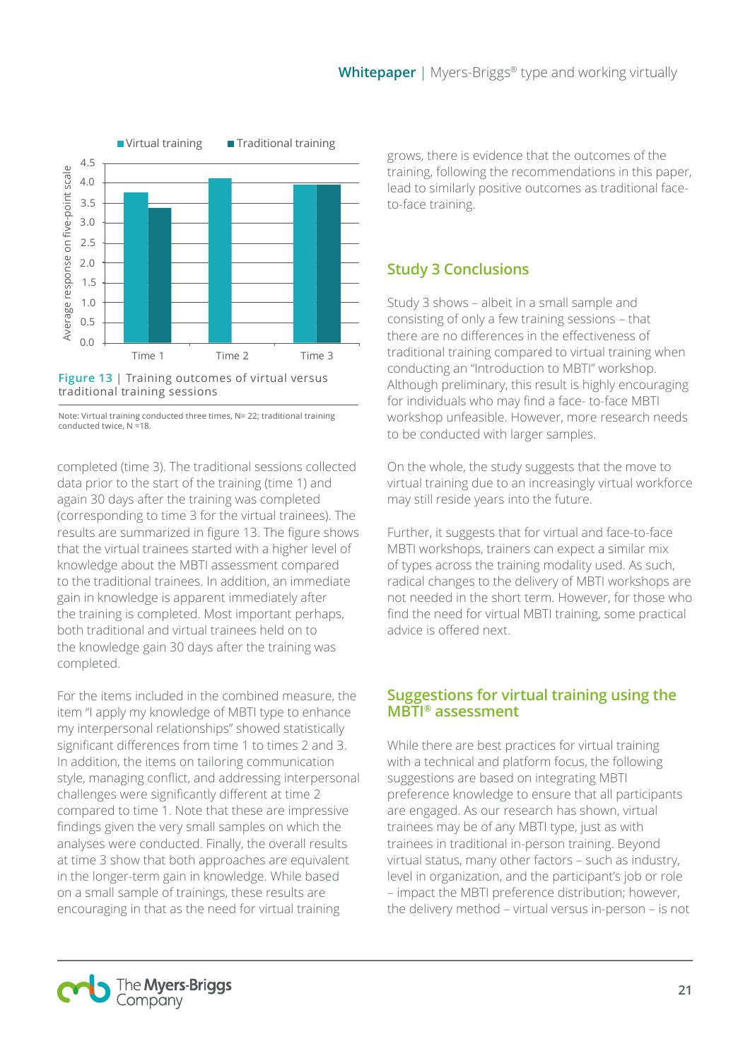Figure 13 | Training outcomes of virtual versus traditional training sessions

Note: Virtual training conducted three times, N= 22; traditional training conducted twice, N =18.

completed (time 3). The traditional sessions collected data prior to the start of the training (time 1) and again 30 days after the training was completed (corresponding to time 3 for the virtual trainees). The results are summarized in figure 13. The figure shows that the virtual trainees started with a higher level of knowledge about the MBTI assessment compared to the traditional trainees. In addition, an immediate gain in knowledge is apparent immediately after the training is completed. Most important perhaps, both traditional and virtual trainees held on to the knowledge gain 30 days after the training was completed.

For the items included in the combined measure, the item "I apply my knowledge of MBTI type to enhance my interpersonal relationships" showed statistically significant differences from time 1 to times 2 and 3. In addition, the items on tailoring communication style, managing conflict, and addressing interpersonal challenges were significantly different at time 2 compared to time 1. Note that these are impressive findings given the very small samples on which the analyses were conducted. Finally, the overall results at time 3 show that both approaches are equivalent in the longer-term gain in knowledge. While based on a small sample of trainings, these results are encouraging in that as the need for virtual training grows, there is evidence that the outcomes of the training, following the recommendations in this paper, lead to similarly positive outcomes as traditional face-to-face training.

## Study 3 Conclusions

Study 3 shows – albeit in a small sample and consisting of only a few training sessions – that there are no differences in the effectiveness of traditional training compared to virtual training when conducting an "Introduction to MBTI" workshop. Although preliminary, this result is highly encouraging for individuals who may find a face- to-face MBTI workshop unfeasible. However, more research needs to be conducted with larger samples.

On the whole, the study suggests that the move to virtual training due to an increasingly virtual workforce may still reside years into the future.

Further, it suggests that for virtual and face-to-face MBTI workshops, trainers can expect a similar mix of types across the training modality used. As such, radical changes to the delivery of MBTI workshops are not needed in the short term. However, for those who find the need for virtual MBTI training, some practical advice is offered next.

## Suggestions for virtual training using the MBTI® assessment

While there are best practices for virtual training with a technical and platform focus, the following suggestions are based on integrating MBTI preference knowledge to ensure that all participants are engaged. As our research has shown, virtual trainees may be of any MBTI type, just as with trainees in traditional in-person training. Beyond virtual status, many other factors – such as industry, level in organization, and the participant's job or role – impact the MBTI preference distribution; however, the delivery method – virtual versus in-person – is not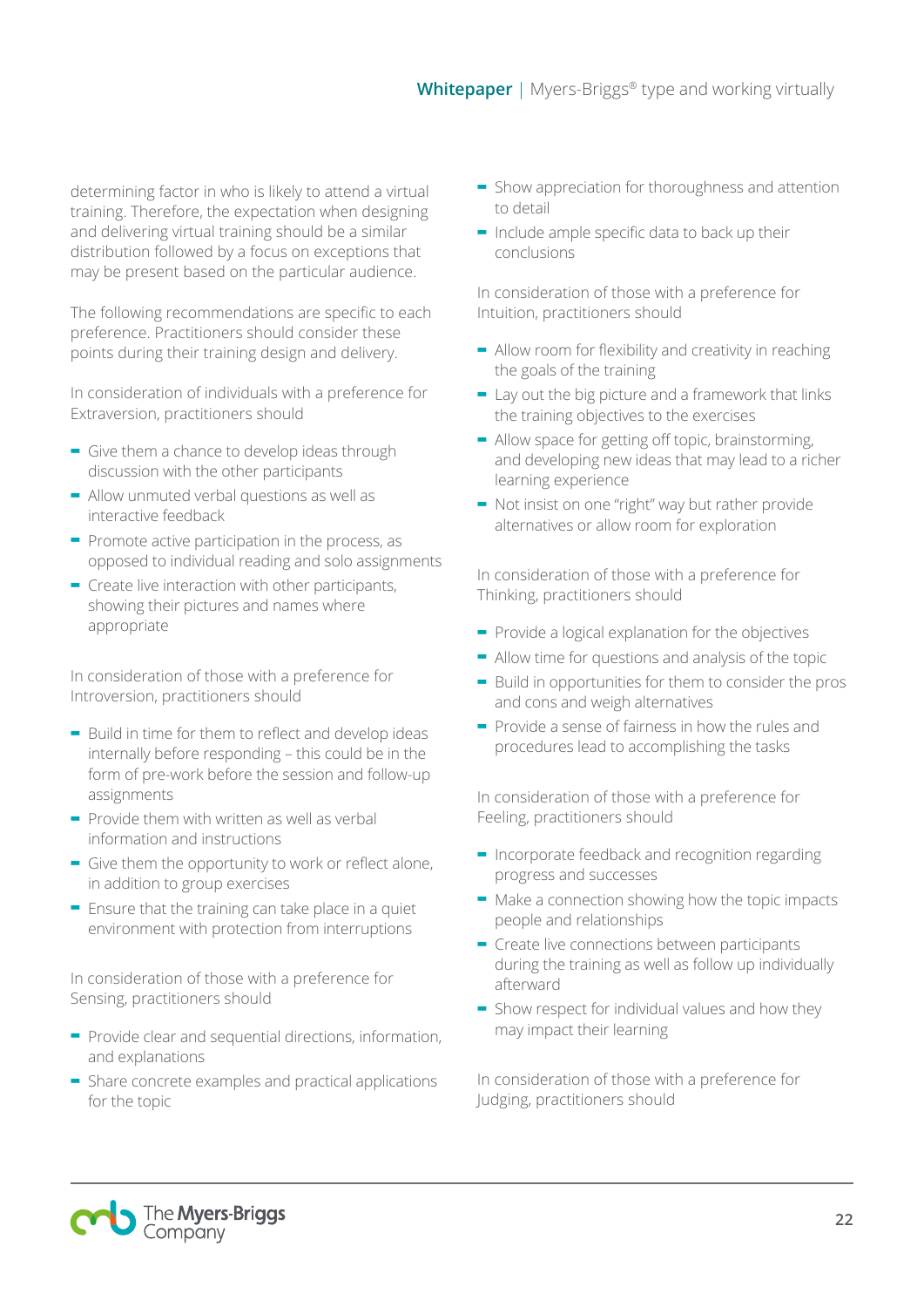determining factor in who is likely to attend a virtual training. Therefore, the expectation when designing and delivering virtual training should be a similar distribution followed by a focus on exceptions that may be present based on the particular audience.

The following recommendations are specific to each preference. Practitioners should consider these points during their training design and delivery.

In consideration of individuals with a preference for Extraversion, practitioners should

- Give them a chance to develop ideas through discussion with the other participants
- Allow unmuted verbal questions as well as interactive feedback
- Promote active participation in the process, as opposed to individual reading and solo assignments
- Create live interaction with other participants, showing their pictures and names where appropriate

In consideration of those with a preference for Introversion, practitioners should

- Build in time for them to reflect and develop ideas internally before responding – this could be in the form of pre-work before the session and follow-up assignments
- Provide them with written as well as verbal information and instructions
- Give them the opportunity to work or reflect alone, in addition to group exercises
- Ensure that the training can take place in a quiet environment with protection from interruptions

In consideration of those with a preference for Sensing, practitioners should

- Provide clear and sequential directions, information, and explanations
- Share concrete examples and practical applications for the topic
- Show appreciation for thoroughness and attention to detail
- Include ample specific data to back up their conclusions

In consideration of those with a preference for Intuition, practitioners should

- Allow room for flexibility and creativity in reaching the goals of the training
- Lay out the big picture and a framework that links the training objectives to the exercises
- Allow space for getting off topic, brainstorming, and developing new ideas that may lead to a richer learning experience
- Not insist on one "right" way but rather provide alternatives or allow room for exploration

In consideration of those with a preference for Thinking, practitioners should

- Provide a logical explanation for the objectives
- Allow time for questions and analysis of the topic
- Build in opportunities for them to consider the pros and cons and weigh alternatives
- Provide a sense of fairness in how the rules and procedures lead to accomplishing the tasks

In consideration of those with a preference for Feeling, practitioners should

- Incorporate feedback and recognition regarding progress and successes
- Make a connection showing how the topic impacts people and relationships
- Create live connections between participants during the training as well as follow up individually afterward
- Show respect for individual values and how they may impact their learning

In consideration of those with a preference for Judging, practitioners should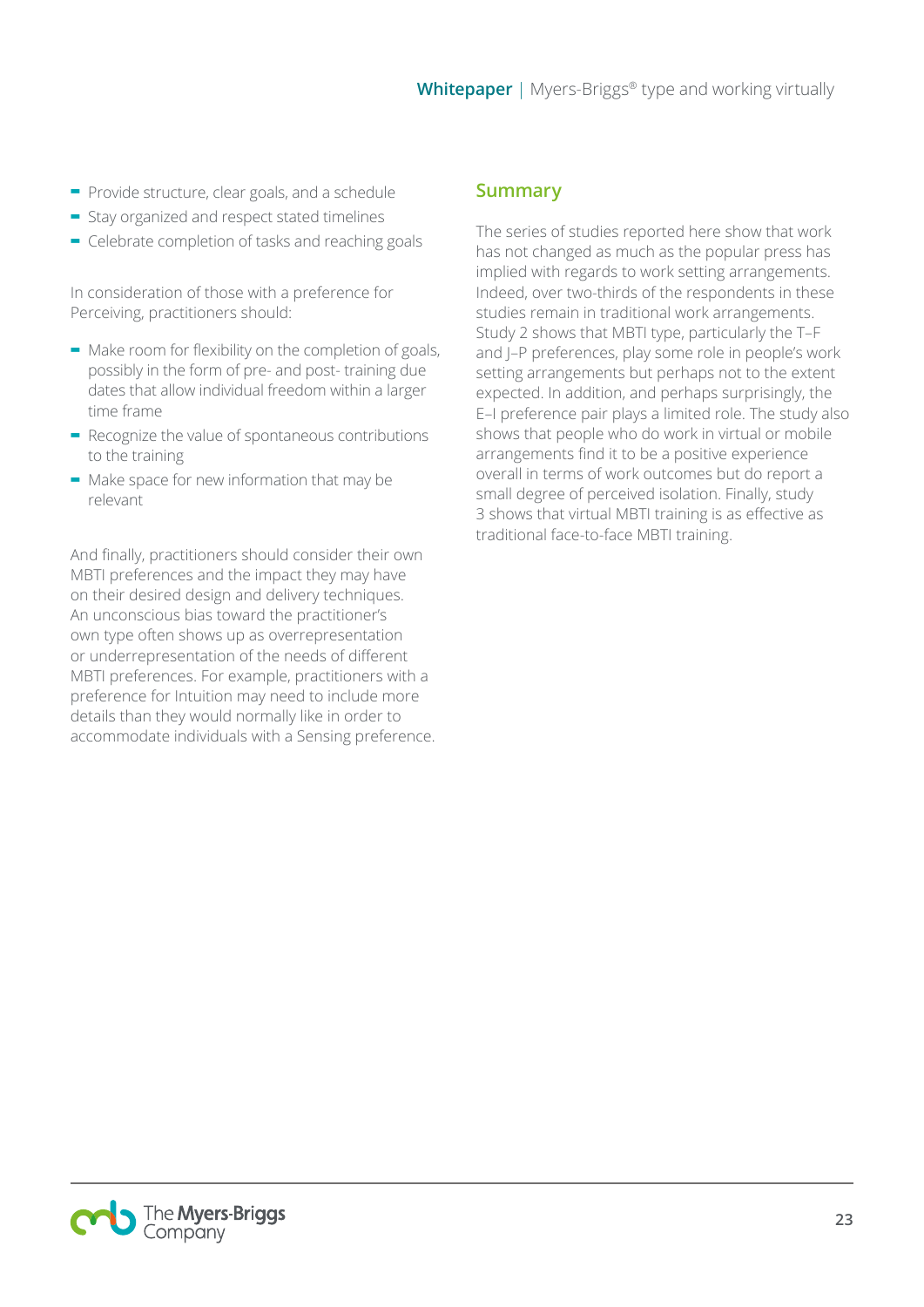- Provide structure, clear goals, and a schedule
- Stay organized and respect stated timelines
- Celebrate completion of tasks and reaching goals

In consideration of those with a preference for Perceiving, practitioners should:

- Make room for flexibility on the completion of goals, possibly in the form of pre- and post- training due dates that allow individual freedom within a larger time frame
- Recognize the value of spontaneous contributions to the training
- Make space for new information that may be relevant

And finally, practitioners should consider their own MBTI preferences and the impact they may have on their desired design and delivery techniques. An unconscious bias toward the practitioner's own type often shows up as overrepresentation or underrepresentation of the needs of different MBTI preferences. For example, practitioners with a preference for Intuition may need to include more details than they would normally like in order to accommodate individuals with a Sensing preference.

## Summary

The series of studies reported here show that work has not changed as much as the popular press has implied with regards to work setting arrangements. Indeed, over two-thirds of the respondents in these studies remain in traditional work arrangements. Study 2 shows that MBTI type, particularly the T–F and J–P preferences, play some role in people's work setting arrangements but perhaps not to the extent expected. In addition, and perhaps surprisingly, the E–I preference pair plays a limited role. The study also shows that people who do work in virtual or mobile arrangements find it to be a positive experience overall in terms of work outcomes but do report a small degree of perceived isolation. Finally, study 3 shows that virtual MBTI training is as effective as traditional face-to-face MBTI training.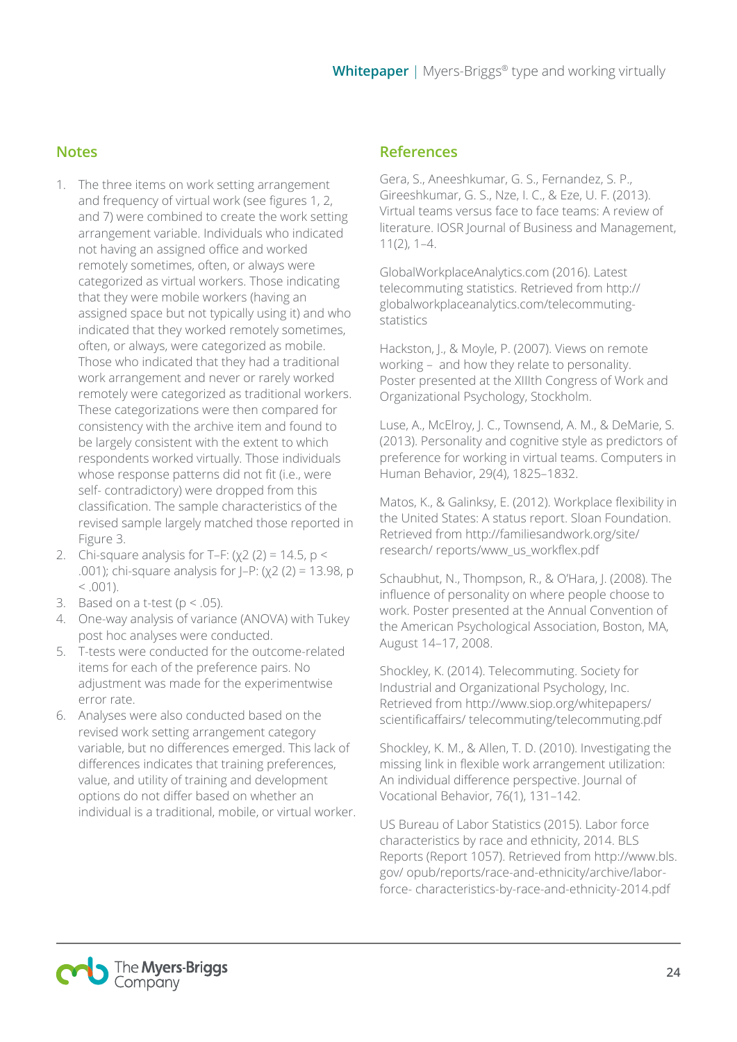## Notes

1. The three items on work setting arrangement and frequency of virtual work (see figures 1, 2, and 7) were combined to create the work setting arrangement variable. Individuals who indicated not having an assigned office and worked remotely sometimes, often, or always were categorized as virtual workers. Those indicating that they were mobile workers (having an assigned space but not typically using it) and who indicated that they worked remotely sometimes, often, or always, were categorized as mobile. Those who indicated that they had a traditional work arrangement and never or rarely worked remotely were categorized as traditional workers. These categorizations were then compared for consistency with the archive item and found to be largely consistent with the extent to which respondents worked virtually. Those individuals whose response patterns did not fit (i.e., were self- contradictory) were dropped from this classification. The sample characteristics of the revised sample largely matched those reported in Figure 3.
2. Chi-square analysis for T–F: ($\chi^2(2) = 14.5$, $p < .001$); chi-square analysis for J–P: ($\chi^2(2) = 13.98$, $p < .001$).
3. Based on a t-test ($p < .05$).
4. One-way analysis of variance (ANOVA) with Tukey post hoc analyses were conducted.
5. T-tests were conducted for the outcome-related items for each of the preference pairs. No adjustment was made for the experimentwise error rate.
6. Analyses were also conducted based on the revised work setting arrangement category variable, but no differences emerged. This lack of differences indicates that training preferences, value, and utility of training and development options do not differ based on whether an individual is a traditional, mobile, or virtual worker.

## References

Gera, S., Aneeshkumar, G. S., Fernandez, S. P., Gireeshkumar, G. S., Nze, I. C., & Eze, U. F. (2013). Virtual teams versus face to face teams: A review of literature. IOSR Journal of Business and Management, 11(2), 1–4.

GlobalWorkplaceAnalytics.com (2016). Latest telecommuting statistics. Retrieved from http://globalworkplaceanalytics.com/telecommuting-statistics

Hackston, J., & Moyle, P. (2007). Views on remote working – and how they relate to personality. Poster presented at the XIIIth Congress of Work and Organizational Psychology, Stockholm.

Luse, A., McElroy, J. C., Townsend, A. M., & DeMarie, S. (2013). Personality and cognitive style as predictors of preference for working in virtual teams. Computers in Human Behavior, 29(4), 1825–1832.

Matos, K., & Galinksy, E. (2012). Workplace flexibility in the United States: A status report. Sloan Foundation. Retrieved from http://familiesandwork.org/site/research/ reports/www_us_workflex.pdf

Schaubhut, N., Thompson, R., & O'Hara, J. (2008). The influence of personality on where people choose to work. Poster presented at the Annual Convention of the American Psychological Association, Boston, MA, August 14–17, 2008.

Shockley, K. (2014). Telecommuting. Society for Industrial and Organizational Psychology, Inc. Retrieved from http://www.siop.org/whitepapers/scientificaffairs/ telecommuting/telecommuting.pdf

Shockley, K. M., & Allen, T. D. (2010). Investigating the missing link in flexible work arrangement utilization: An individual difference perspective. Journal of Vocational Behavior, 76(1), 131–142.

US Bureau of Labor Statistics (2015). Labor force characteristics by race and ethnicity, 2014. BLS Reports (Report 1057). Retrieved from http://www.bls.gov/ opub/reports/race-and-ethnicity/archive/labor-force- characteristics-by-race-and-ethnicity-2014.pdf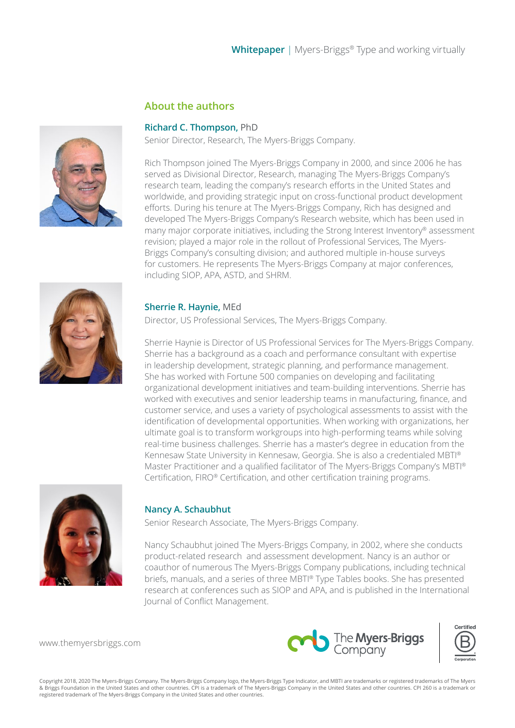## About the authors

**Richard C. Thompson,** PhD

Senior Director, Research, The Myers-Briggs Company.

Rich Thompson joined The Myers-Briggs Company in 2000, and since 2006 he has served as Divisional Director, Research, managing The Myers-Briggs Company's research team, leading the company's research efforts in the United States and worldwide, and providing strategic input on cross-functional product development efforts. During his tenure at The Myers-Briggs Company, Rich has designed and developed The Myers-Briggs Company's Research website, which has been used in many major corporate initiatives, including the Strong Interest Inventory® assessment revision; played a major role in the rollout of Professional Services, The Myers-Briggs Company's consulting division; and authored multiple in-house surveys for customers. He represents The Myers-Briggs Company at major conferences, including SIOP, APA, ASTD, and SHRM.

**Sherrie R. Haynie,** MEd

Director, US Professional Services, The Myers-Briggs Company.

Sherrie Haynie is Director of US Professional Services for The Myers-Briggs Company. Sherrie has a background as a coach and performance consultant with expertise in leadership development, strategic planning, and performance management. She has worked with Fortune 500 companies on developing and facilitating organizational development initiatives and team-building interventions. Sherrie has worked with executives and senior leadership teams in manufacturing, finance, and customer service, and uses a variety of psychological assessments to assist with the identification of developmental opportunities. When working with organizations, her ultimate goal is to transform workgroups into high-performing teams while solving real-time business challenges. Sherrie has a master's degree in education from the Kennesaw State University in Kennesaw, Georgia. She is also a credentialed MBTI® Master Practitioner and a qualified facilitator of The Myers-Briggs Company's MBTI® Certification, FIRO® Certification, and other certification training programs.

**Nancy A. Schaubhut**

Senior Research Associate, The Myers-Briggs Company.

Nancy Schaubhut joined The Myers-Briggs Company, in 2002, where she conducts product-related research and assessment development. Nancy is an author or coauthor of numerous The Myers-Briggs Company publications, including technical briefs, manuals, and a series of three MBTI® Type Tables books. She has presented research at conferences such as SIOP and APA, and is published in the International Journal of Conflict Management.

www.themyersbriggs.com

Copyright 2018, 2020 The Myers-Briggs Company. The Myers-Briggs Company logo, the Myers-Briggs Type Indicator, and MBTI are trademarks or registered trademarks of The Myers & Briggs Foundation in the United States and other countries. CPI is a trademark of The Myers-Briggs Company in the United States and other countries. CPI 260 is a trademark or registered trademark of The Myers-Briggs Company in the United States and other countries.